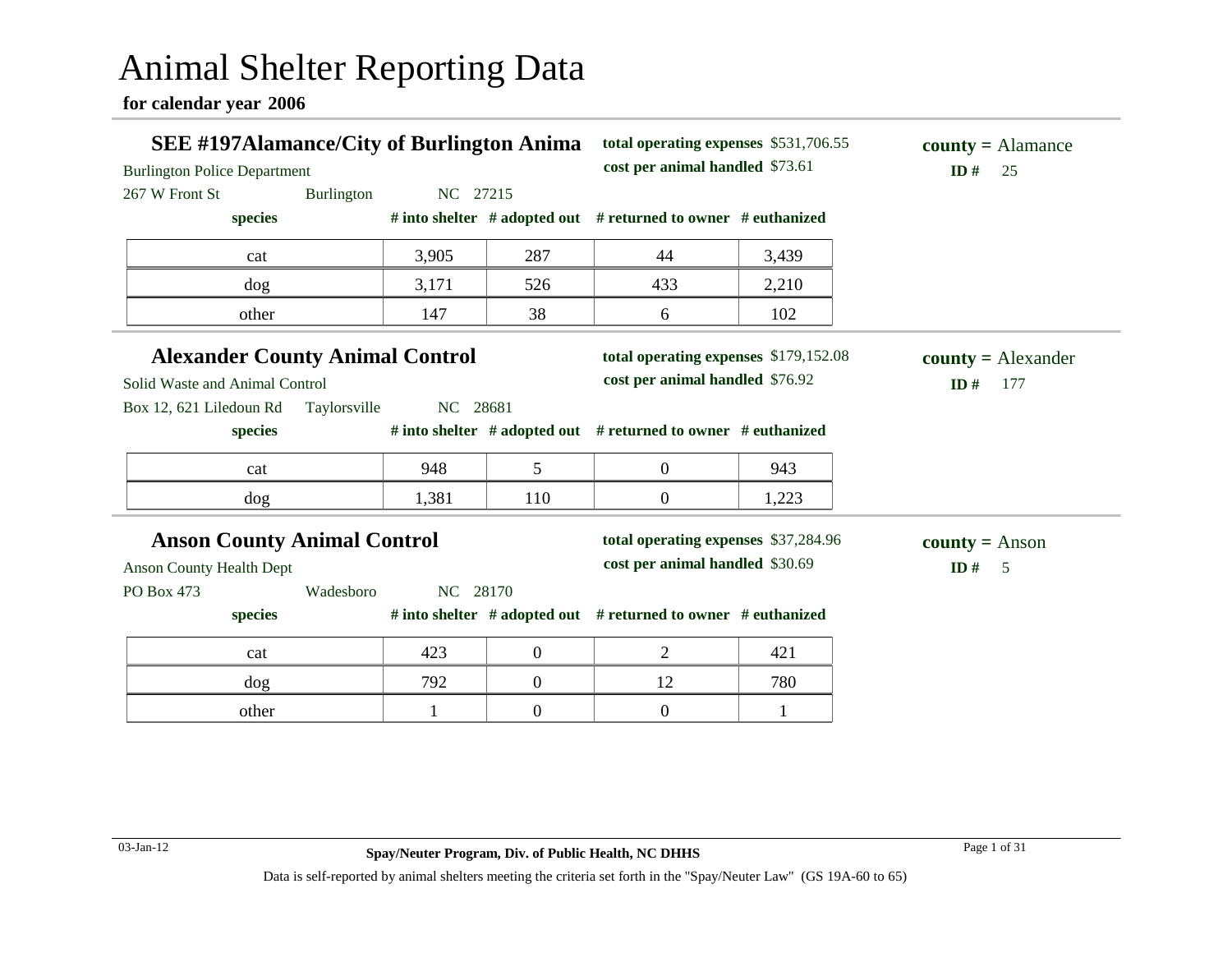# Animal Shelter Reporting Data

**for calendar year 2006**

## SEE #197Alamance/City of Burlington Anima

Burlington Police Department
267 W Front St Burlington NC 27215

**total operating expenses** $531,706.55
**cost per animal handled** $73.61

**county =** Alamance
**ID #** 25

| species | # into shelter | # adopted out | # returned to owner | # euthanized |
|---|---|---|---|---|
| cat | 3,905 | 287 | 44 | 3,439 |
| dog | 3,171 | 526 | 433 | 2,210 |
| other | 147 | 38 | 6 | 102 |

## Alexander County Animal Control

Solid Waste and Animal Control
Box 12, 621 Liledoun Rd Taylorsville NC 28681

**total operating expenses** $179,152.08
**cost per animal handled** $76.92

**county =** Alexander
**ID #** 177

| species | # into shelter | # adopted out | # returned to owner | # euthanized |
|---|---|---|---|---|
| cat | 948 | 5 | 0 | 943 |
| dog | 1,381 | 110 | 0 | 1,223 |

## Anson County Animal Control

Anson County Health Dept
PO Box 473 Wadesboro NC 28170

**total operating expenses** $37,284.96
**cost per animal handled** $30.69

**county =** Anson
**ID #** 5

| species | # into shelter | # adopted out | # returned to owner | # euthanized |
|---|---|---|---|---|
| cat | 423 | 0 | 2 | 421 |
| dog | 792 | 0 | 12 | 780 |
| other | 1 | 0 | 0 | 1 |

03-Jan-12

**Spay/Neuter Program, Div. of Public Health, NC DHHS**

Data is self-reported by animal shelters meeting the criteria set forth in the "Spay/Neuter Law" (GS 19A-60 to 65)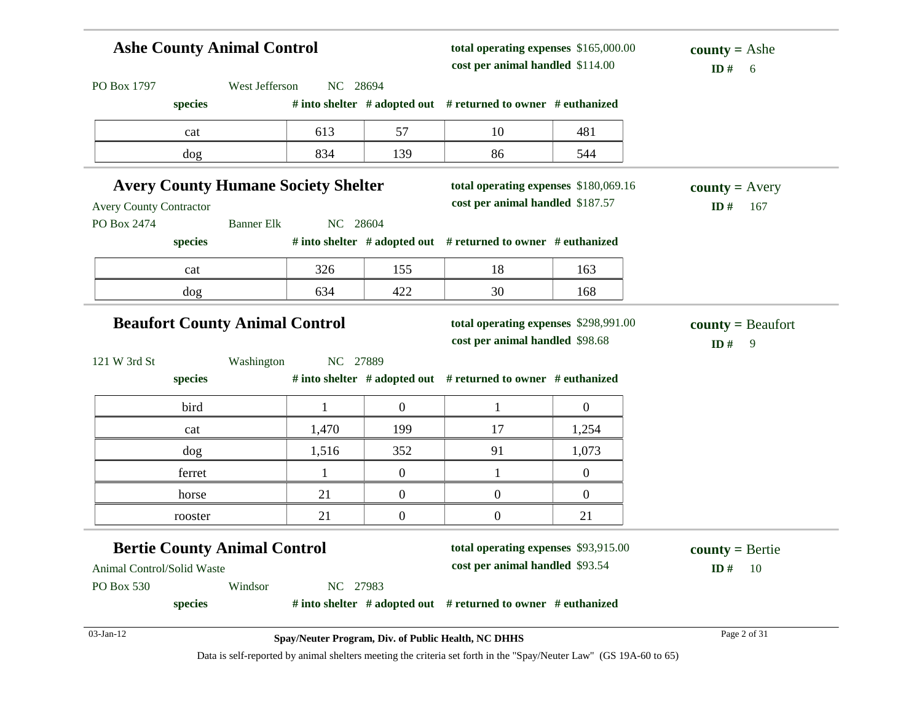## Ashe County Animal Control

**total operating expenses** $165,000.00
**cost per animal handled** $114.00

**county =** Ashe
**ID #** 6

PO Box 1797 West Jefferson NC 28694

| species | # into shelter | # adopted out | # returned to owner | # euthanized |
|---|---|---|---|---|
| cat | 613 | 57 | 10 | 481 |
| dog | 834 | 139 | 86 | 544 |

## Avery County Humane Society Shelter

**total operating expenses** $180,069.16
**cost per animal handled** $187.57

**county =** Avery
**ID #** 167

Avery County Contractor
PO Box 2474 Banner Elk NC 28604

| species | # into shelter | # adopted out | # returned to owner | # euthanized |
|---|---|---|---|---|
| cat | 326 | 155 | 18 | 163 |
| dog | 634 | 422 | 30 | 168 |

## Beaufort County Animal Control

**total operating expenses** $298,991.00
**cost per animal handled** $98.68

**county =** Beaufort
**ID #** 9

121 W 3rd St Washington NC 27889

| species | # into shelter | # adopted out | # returned to owner | # euthanized |
|---|---|---|---|---|
| bird | 1 | 0 | 1 | 0 |
| cat | 1,470 | 199 | 17 | 1,254 |
| dog | 1,516 | 352 | 91 | 1,073 |
| ferret | 1 | 0 | 1 | 0 |
| horse | 21 | 0 | 0 | 0 |
| rooster | 21 | 0 | 0 | 21 |

## Bertie County Animal Control

**total operating expenses** $93,915.00
**cost per animal handled** $93.54

**county =** Bertie
**ID #** 10

Animal Control/Solid Waste
PO Box 530 Windsor NC 27983

| species | # into shelter | # adopted out | # returned to owner | # euthanized |
|---|---|---|---|---|

Data is self-reported by animal shelters meeting the criteria set forth in the "Spay/Neuter Law" (GS 19A-60 to 65)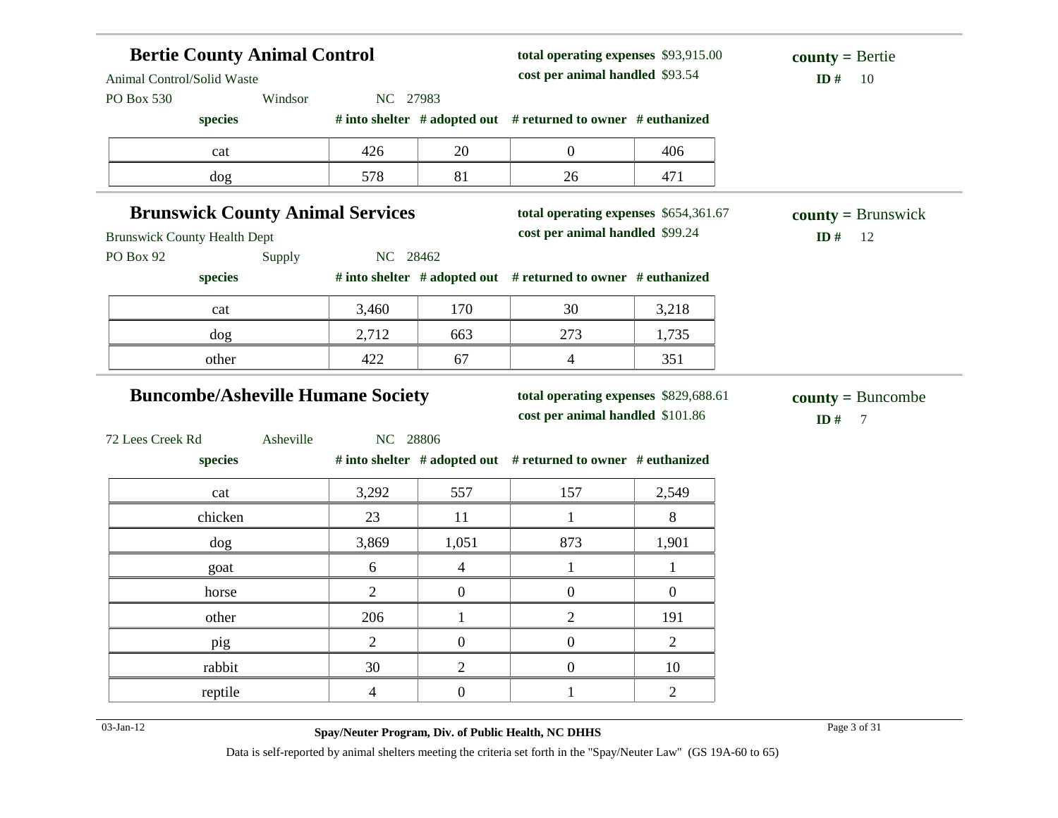## Bertie County Animal Control

Animal Control/Solid Waste

PO Box 530 Windsor NC 27983

**total operating expenses** $93,915.00

**cost per animal handled** $93.54

**county =** Bertie

**ID #** 10

| species | # into shelter | # adopted out | # returned to owner | # euthanized |
|---|---|---|---|---|
| cat | 426 | 20 | 0 | 406 |
| dog | 578 | 81 | 26 | 471 |

## Brunswick County Animal Services

Brunswick County Health Dept

PO Box 92 Supply NC 28462

**total operating expenses** $654,361.67

**cost per animal handled** $99.24

**county =** Brunswick

**ID #** 12

| species | # into shelter | # adopted out | # returned to owner | # euthanized |
|---|---|---|---|---|
| cat | 3,460 | 170 | 30 | 3,218 |
| dog | 2,712 | 663 | 273 | 1,735 |
| other | 422 | 67 | 4 | 351 |

## Buncombe/Asheville Humane Society

72 Lees Creek Rd Asheville NC 28806

**total operating expenses** $829,688.61

**cost per animal handled** $101.86

**county =** Buncombe

**ID #** 7

| species | # into shelter | # adopted out | # returned to owner | # euthanized |
|---|---|---|---|---|
| cat | 3,292 | 557 | 157 | 2,549 |
| chicken | 23 | 11 | 1 | 8 |
| dog | 3,869 | 1,051 | 873 | 1,901 |
| goat | 6 | 4 | 1 | 1 |
| horse | 2 | 0 | 0 | 0 |
| other | 206 | 1 | 2 | 191 |
| pig | 2 | 0 | 0 | 2 |
| rabbit | 30 | 2 | 0 | 10 |
| reptile | 4 | 0 | 1 | 2 |

Data is self-reported by animal shelters meeting the criteria set forth in the "Spay/Neuter Law" (GS 19A-60 to 65)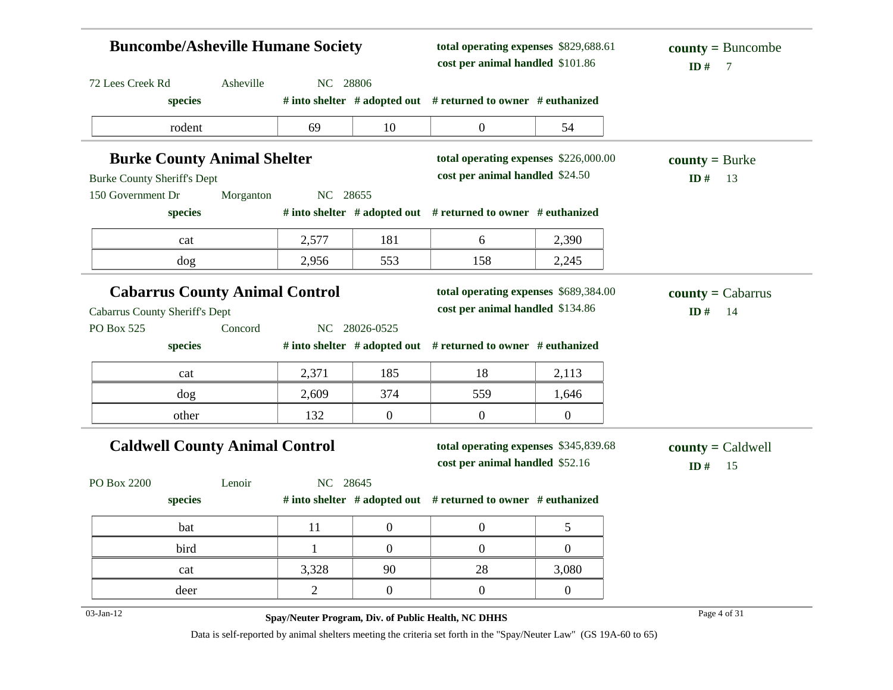## Buncombe/Asheville Humane Society

**total operating expenses** $829,688.61
**cost per animal handled** $101.86

**county =** Buncombe
**ID #** 7

72 Lees Creek Rd Asheville NC 28806

| species | # into shelter | # adopted out | # returned to owner | # euthanized |
|---|---|---|---|---|
| rodent | 69 | 10 | 0 | 54 |

## Burke County Animal Shelter

**total operating expenses** $226,000.00
**cost per animal handled** $24.50

**county =** Burke
**ID #** 13

Burke County Sheriff's Dept
150 Government Dr Morganton NC 28655

| species | # into shelter | # adopted out | # returned to owner | # euthanized |
|---|---|---|---|---|
| cat | 2,577 | 181 | 6 | 2,390 |
| dog | 2,956 | 553 | 158 | 2,245 |

## Cabarrus County Animal Control

**total operating expenses** $689,384.00
**cost per animal handled** $134.86

**county =** Cabarrus
**ID #** 14

Cabarrus County Sheriff's Dept
PO Box 525 Concord NC 28026-0525

| species | # into shelter | # adopted out | # returned to owner | # euthanized |
|---|---|---|---|---|
| cat | 2,371 | 185 | 18 | 2,113 |
| dog | 2,609 | 374 | 559 | 1,646 |
| other | 132 | 0 | 0 | 0 |

## Caldwell County Animal Control

**total operating expenses** $345,839.68
**cost per animal handled** $52.16

**county =** Caldwell
**ID #** 15

PO Box 2200 Lenoir NC 28645

| species | # into shelter | # adopted out | # returned to owner | # euthanized |
|---|---|---|---|---|
| bat | 11 | 0 | 0 | 5 |
| bird | 1 | 0 | 0 | 0 |
| cat | 3,328 | 90 | 28 | 3,080 |
| deer | 2 | 0 | 0 | 0 |

03-Jan-12

**Spay/Neuter Program, Div. of Public Health, NC DHHS**

Data is self-reported by animal shelters meeting the criteria set forth in the "Spay/Neuter Law" (GS 19A-60 to 65)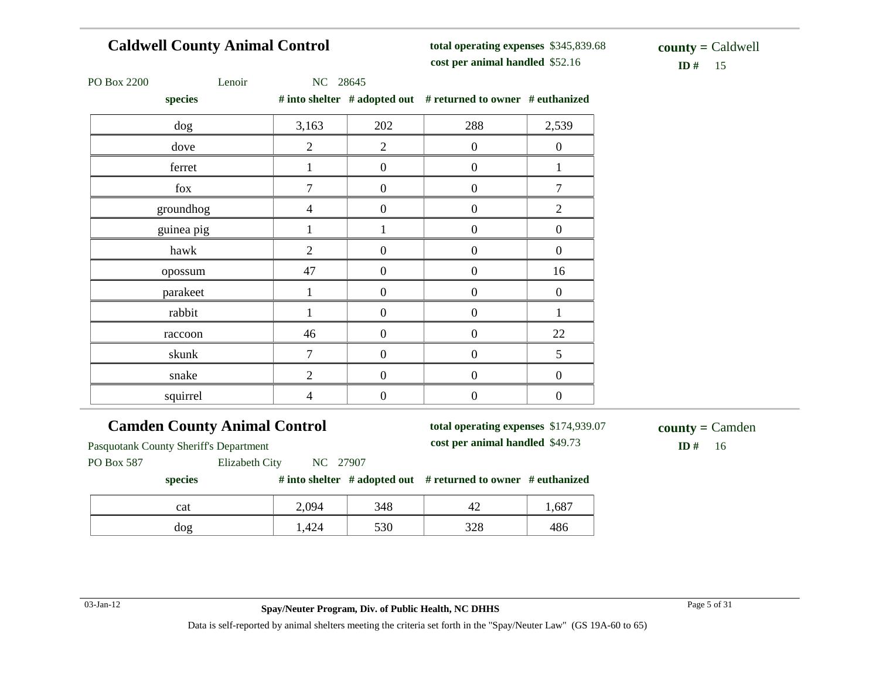## Caldwell County Animal Control

**total operating expenses** $345,839.68
**cost per animal handled** $52.16

**county =** Caldwell
**ID #** 15

PO Box 2200 Lenoir NC 28645

| species | # into shelter | # adopted out | # returned to owner | # euthanized |
|---|---|---|---|---|
| dog | 3,163 | 202 | 288 | 2,539 |
| dove | 2 | 2 | 0 | 0 |
| ferret | 1 | 0 | 0 | 1 |
| fox | 7 | 0 | 0 | 7 |
| groundhog | 4 | 0 | 0 | 2 |
| guinea pig | 1 | 1 | 0 | 0 |
| hawk | 2 | 0 | 0 | 0 |
| opossum | 47 | 0 | 0 | 16 |
| parakeet | 1 | 0 | 0 | 0 |
| rabbit | 1 | 0 | 0 | 1 |
| raccoon | 46 | 0 | 0 | 22 |
| skunk | 7 | 0 | 0 | 5 |
| snake | 2 | 0 | 0 | 0 |
| squirrel | 4 | 0 | 0 | 0 |

## Camden County Animal Control

**total operating expenses** $174,939.07
**cost per animal handled** $49.73

**county =** Camden
**ID #** 16

Pasquotank County Sheriff's Department
PO Box 587 Elizabeth City NC 27907

| species | # into shelter | # adopted out | # returned to owner | # euthanized |
|---|---|---|---|---|
| cat | 2,094 | 348 | 42 | 1,687 |
| dog | 1,424 | 530 | 328 | 486 |

03-Jan-12

**Spay/Neuter Program, Div. of Public Health, NC DHHS**

Data is self-reported by animal shelters meeting the criteria set forth in the "Spay/Neuter Law" (GS 19A-60 to 65)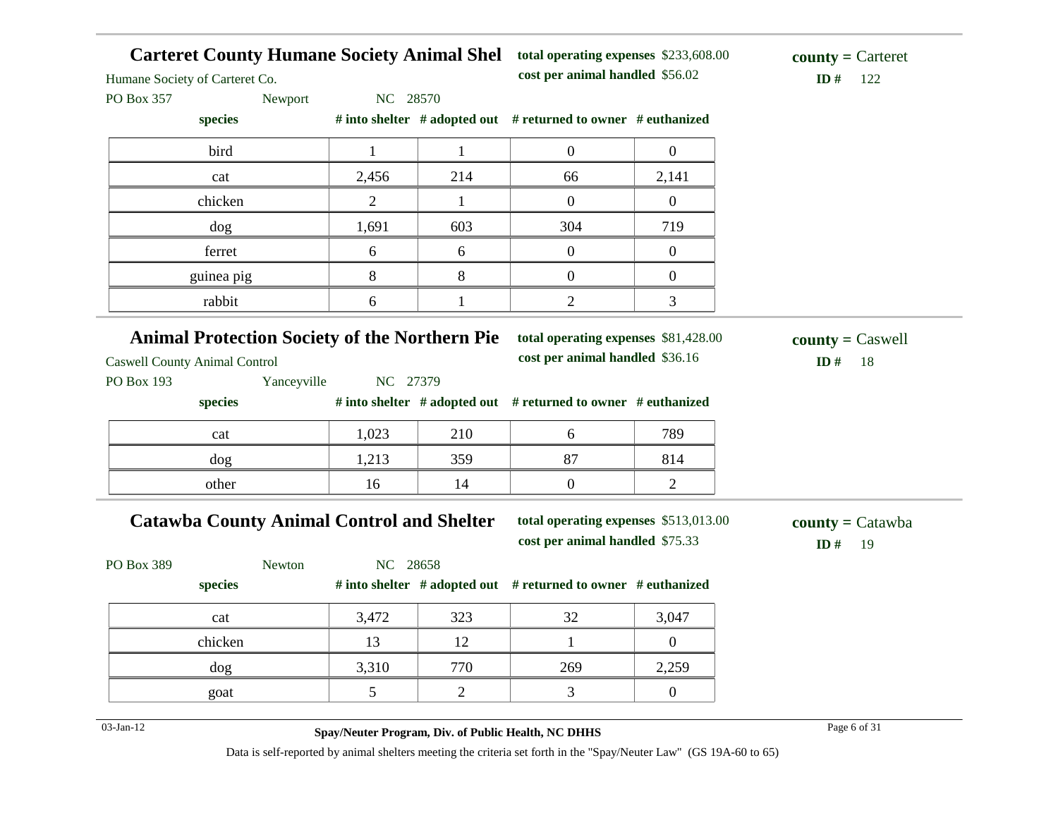## Carteret County Humane Society Animal Shel

**total operating expenses** $233,608.00
**cost per animal handled** $56.02

**county =** Carteret
**ID #** 122

Humane Society of Carteret Co.
PO Box 357 Newport NC 28570

| species | # into shelter | # adopted out | # returned to owner | # euthanized |
|---|---|---|---|---|
| bird | 1 | 1 | 0 | 0 |
| cat | 2,456 | 214 | 66 | 2,141 |
| chicken | 2 | 1 | 0 | 0 |
| dog | 1,691 | 603 | 304 | 719 |
| ferret | 6 | 6 | 0 | 0 |
| guinea pig | 8 | 8 | 0 | 0 |
| rabbit | 6 | 1 | 2 | 3 |

## Animal Protection Society of the Northern Pie

**total operating expenses** $81,428.00
**cost per animal handled** $36.16

**county =** Caswell
**ID #** 18

Caswell County Animal Control
PO Box 193 Yanceyville NC 27379

| species | # into shelter | # adopted out | # returned to owner | # euthanized |
|---|---|---|---|---|
| cat | 1,023 | 210 | 6 | 789 |
| dog | 1,213 | 359 | 87 | 814 |
| other | 16 | 14 | 0 | 2 |

## Catawba County Animal Control and Shelter

**total operating expenses** $513,013.00
**cost per animal handled** $75.33

**county =** Catawba
**ID #** 19

PO Box 389 Newton NC 28658

| species | # into shelter | # adopted out | # returned to owner | # euthanized |
|---|---|---|---|---|
| cat | 3,472 | 323 | 32 | 3,047 |
| chicken | 13 | 12 | 1 | 0 |
| dog | 3,310 | 770 | 269 | 2,259 |
| goat | 5 | 2 | 3 | 0 |

03-Jan-12

**Spay/Neuter Program, Div. of Public Health, NC DHHS**

Data is self-reported by animal shelters meeting the criteria set forth in the "Spay/Neuter Law" (GS 19A-60 to 65)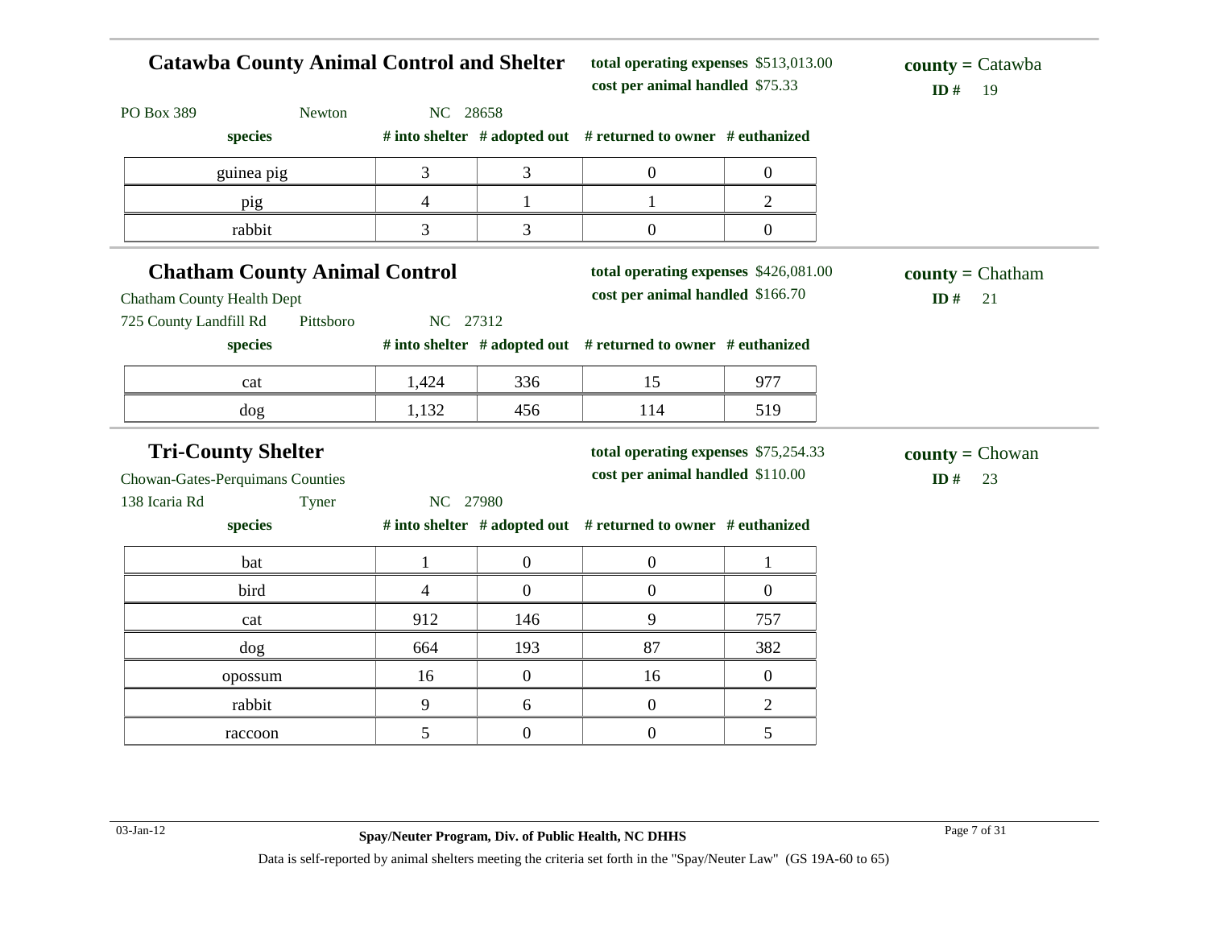## Catawba County Animal Control and Shelter

**total operating expenses** $513,013.00
**cost per animal handled** $75.33

**county =** Catawba
**ID #** 19

PO Box 389 Newton NC 28658

| species | # into shelter | # adopted out | # returned to owner | # euthanized |
|---|---|---|---|---|
| guinea pig | 3 | 3 | 0 | 0 |
| pig | 4 | 1 | 1 | 2 |
| rabbit | 3 | 3 | 0 | 0 |

## Chatham County Animal Control

**total operating expenses** $426,081.00
**cost per animal handled** $166.70

**county =** Chatham
**ID #** 21

Chatham County Health Dept
725 County Landfill Rd Pittsboro NC 27312

| species | # into shelter | # adopted out | # returned to owner | # euthanized |
|---|---|---|---|---|
| cat | 1,424 | 336 | 15 | 977 |
| dog | 1,132 | 456 | 114 | 519 |

## Tri-County Shelter

**total operating expenses** $75,254.33
**cost per animal handled** $110.00

**county =** Chowan
**ID #** 23

Chowan-Gates-Perquimans Counties
138 Icaria Rd Tyner NC 27980

| species | # into shelter | # adopted out | # returned to owner | # euthanized |
|---|---|---|---|---|
| bat | 1 | 0 | 0 | 1 |
| bird | 4 | 0 | 0 | 0 |
| cat | 912 | 146 | 9 | 757 |
| dog | 664 | 193 | 87 | 382 |
| opossum | 16 | 0 | 16 | 0 |
| rabbit | 9 | 6 | 0 | 2 |
| raccoon | 5 | 0 | 0 | 5 |

Data is self-reported by animal shelters meeting the criteria set forth in the "Spay/Neuter Law" (GS 19A-60 to 65)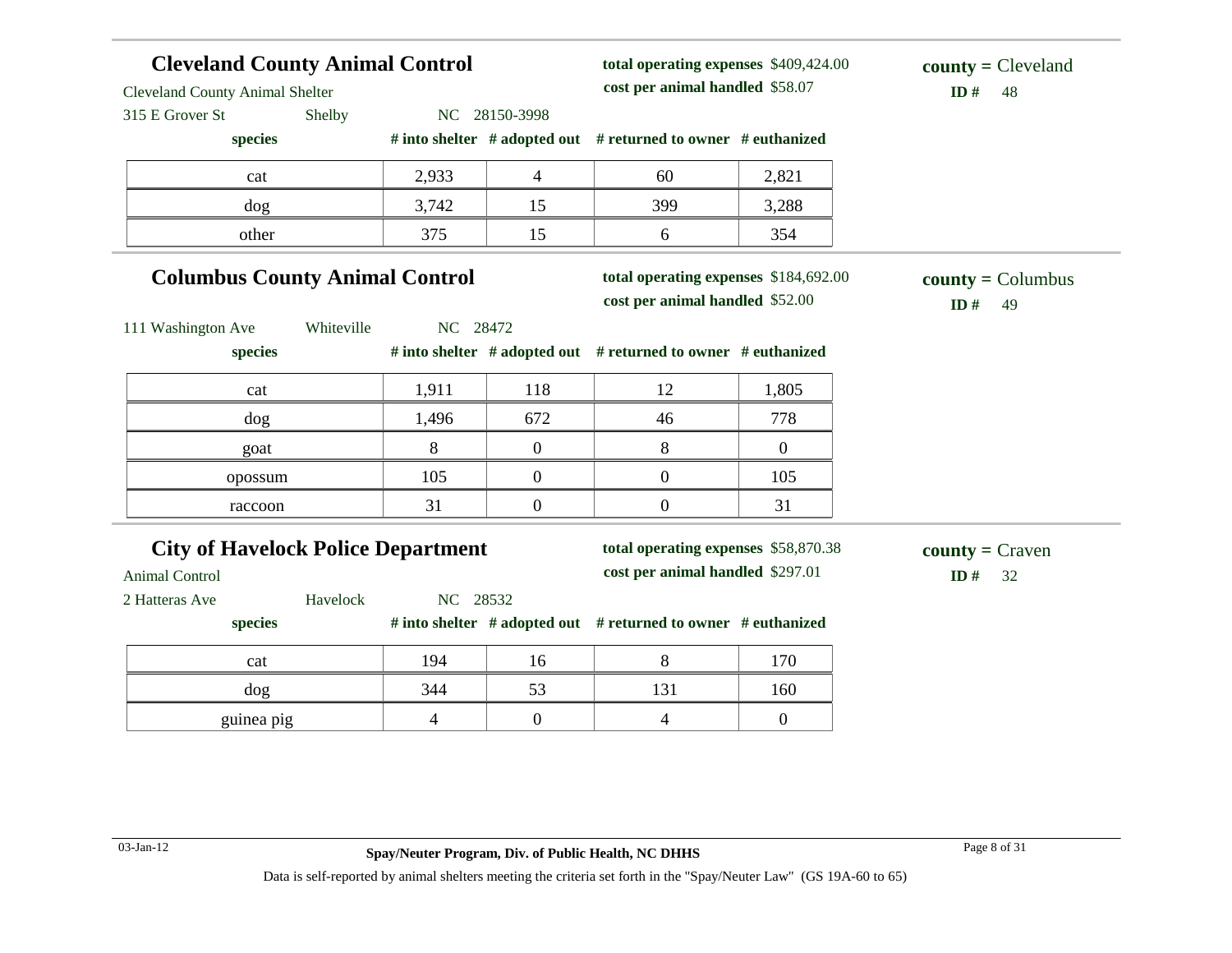## Cleveland County Animal Control

Cleveland County Animal Shelter
315 E Grover St Shelby NC 28150-3998

**total operating expenses** $409,424.00
**cost per animal handled** $58.07

**county =** Cleveland
**ID #** 48

| species | # into shelter | # adopted out | # returned to owner | # euthanized |
|---|---|---|---|---|
| cat | 2,933 | 4 | 60 | 2,821 |
| dog | 3,742 | 15 | 399 | 3,288 |
| other | 375 | 15 | 6 | 354 |

## Columbus County Animal Control

111 Washington Ave Whiteville NC 28472

**total operating expenses** $184,692.00
**cost per animal handled** $52.00

**county =** Columbus
**ID #** 49

| species | # into shelter | # adopted out | # returned to owner | # euthanized |
|---|---|---|---|---|
| cat | 1,911 | 118 | 12 | 1,805 |
| dog | 1,496 | 672 | 46 | 778 |
| goat | 8 | 0 | 8 | 0 |
| opossum | 105 | 0 | 0 | 105 |
| raccoon | 31 | 0 | 0 | 31 |

## City of Havelock Police Department

Animal Control
2 Hatteras Ave Havelock NC 28532

**total operating expenses** $58,870.38
**cost per animal handled** $297.01

**county =** Craven
**ID #** 32

| species | # into shelter | # adopted out | # returned to owner | # euthanized |
|---|---|---|---|---|
| cat | 194 | 16 | 8 | 170 |
| dog | 344 | 53 | 131 | 160 |
| guinea pig | 4 | 0 | 4 | 0 |

03-Jan-12 **Spay/Neuter Program, Div. of Public Health, NC DHHS**

Data is self-reported by animal shelters meeting the criteria set forth in the "Spay/Neuter Law" (GS 19A-60 to 65)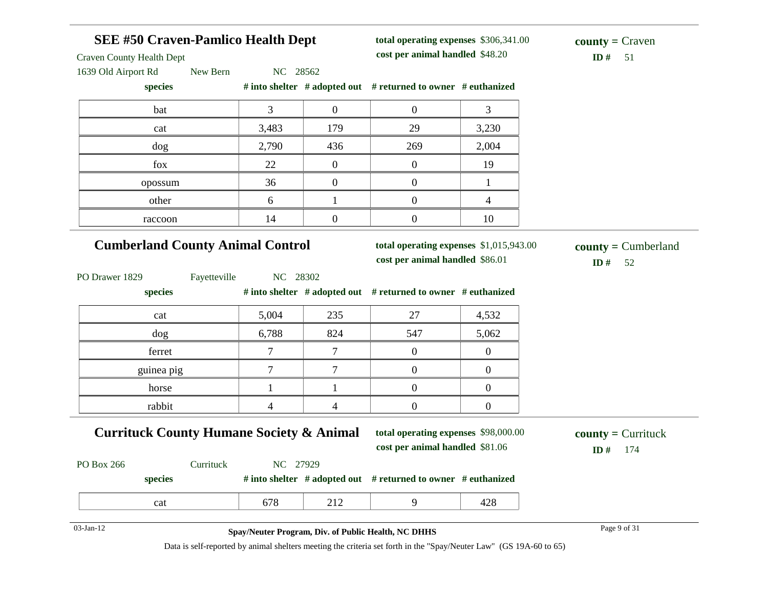## SEE #50 Craven-Pamlico Health Dept

**total operating expenses** $306,341.00
**cost per animal handled** $48.20

**county =** Craven
**ID #** 51

Craven County Health Dept
1639 Old Airport Rd New Bern NC 28562

| species | # into shelter | # adopted out | # returned to owner | # euthanized |
|---|---|---|---|---|
| bat | 3 | 0 | 0 | 3 |
| cat | 3,483 | 179 | 29 | 3,230 |
| dog | 2,790 | 436 | 269 | 2,004 |
| fox | 22 | 0 | 0 | 19 |
| opossum | 36 | 0 | 0 | 1 |
| other | 6 | 1 | 0 | 4 |
| raccoon | 14 | 0 | 0 | 10 |

## Cumberland County Animal Control

**total operating expenses** $1,015,943.00
**cost per animal handled** $86.01

**county =** Cumberland
**ID #** 52

PO Drawer 1829 Fayetteville NC 28302

| species | # into shelter | # adopted out | # returned to owner | # euthanized |
|---|---|---|---|---|
| cat | 5,004 | 235 | 27 | 4,532 |
| dog | 6,788 | 824 | 547 | 5,062 |
| ferret | 7 | 7 | 0 | 0 |
| guinea pig | 7 | 7 | 0 | 0 |
| horse | 1 | 1 | 0 | 0 |
| rabbit | 4 | 4 | 0 | 0 |

## Currituck County Humane Society & Animal

**total operating expenses** $98,000.00
**cost per animal handled** $81.06

**county =** Currituck
**ID #** 174

PO Box 266 Currituck NC 27929

| species | # into shelter | # adopted out | # returned to owner | # euthanized |
|---|---|---|---|---|
| cat | 678 | 212 | 9 | 428 |

03-Jan-12

**Spay/Neuter Program, Div. of Public Health, NC DHHS**

Data is self-reported by animal shelters meeting the criteria set forth in the "Spay/Neuter Law" (GS 19A-60 to 65)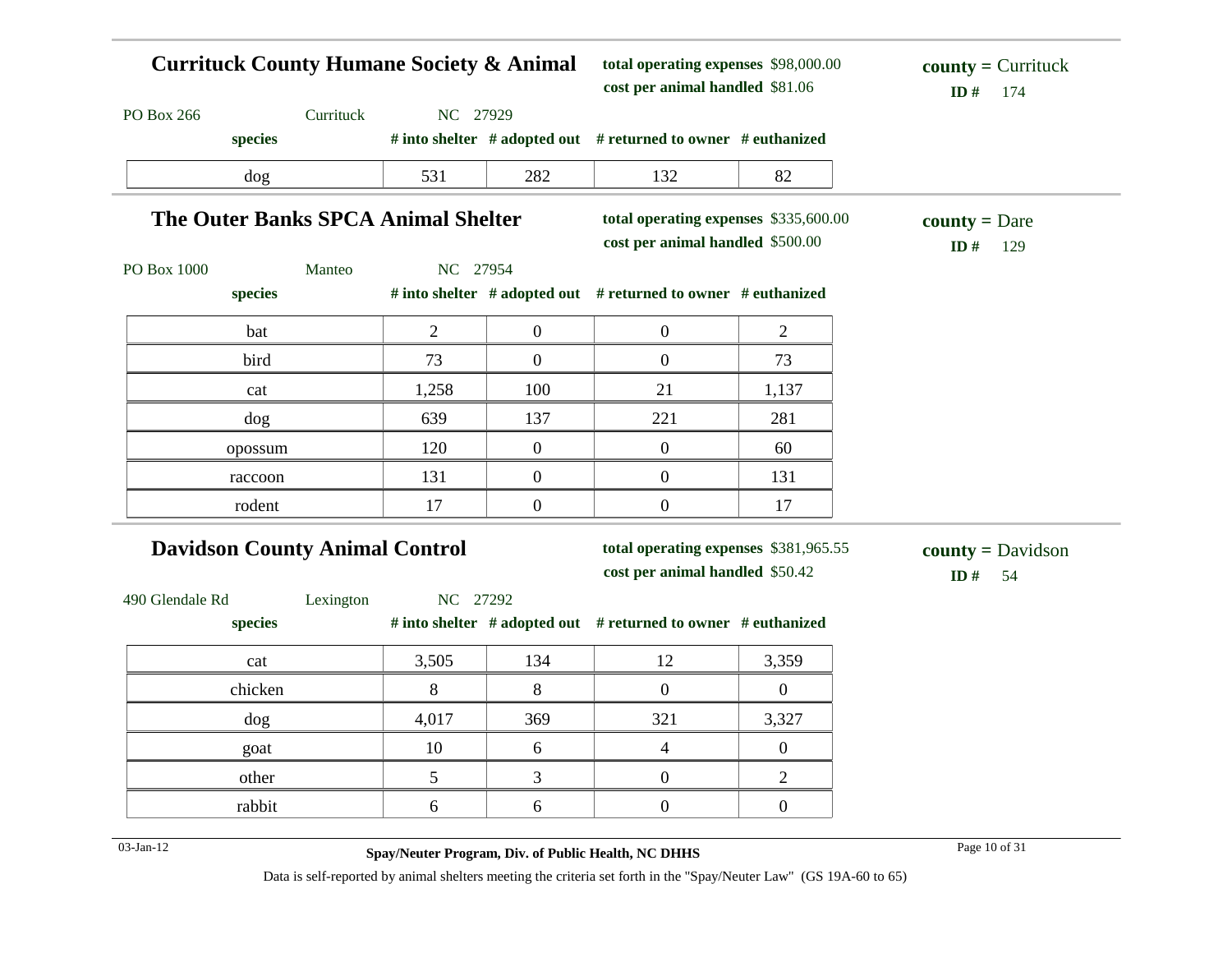## Currituck County Humane Society & Animal

**total operating expenses** $98,000.00
**cost per animal handled** $81.06

**county =** Currituck
**ID #** 174

PO Box 266 Currituck NC 27929

| species | # into shelter | # adopted out | # returned to owner | # euthanized |
|---|---|---|---|---|
| dog | 531 | 282 | 132 | 82 |

## The Outer Banks SPCA Animal Shelter

**total operating expenses** $335,600.00
**cost per animal handled** $500.00

**county =** Dare
**ID #** 129

PO Box 1000 Manteo NC 27954

| species | # into shelter | # adopted out | # returned to owner | # euthanized |
|---|---|---|---|---|
| bat | 2 | 0 | 0 | 2 |
| bird | 73 | 0 | 0 | 73 |
| cat | 1,258 | 100 | 21 | 1,137 |
| dog | 639 | 137 | 221 | 281 |
| opossum | 120 | 0 | 0 | 60 |
| raccoon | 131 | 0 | 0 | 131 |
| rodent | 17 | 0 | 0 | 17 |

## Davidson County Animal Control

**total operating expenses** $381,965.55
**cost per animal handled** $50.42

**county =** Davidson
**ID #** 54

490 Glendale Rd Lexington NC 27292

| species | # into shelter | # adopted out | # returned to owner | # euthanized |
|---|---|---|---|---|
| cat | 3,505 | 134 | 12 | 3,359 |
| chicken | 8 | 8 | 0 | 0 |
| dog | 4,017 | 369 | 321 | 3,327 |
| goat | 10 | 6 | 4 | 0 |
| other | 5 | 3 | 0 | 2 |
| rabbit | 6 | 6 | 0 | 0 |

03-Jan-12

**Spay/Neuter Program, Div. of Public Health, NC DHHS**

Data is self-reported by animal shelters meeting the criteria set forth in the "Spay/Neuter Law" (GS 19A-60 to 65)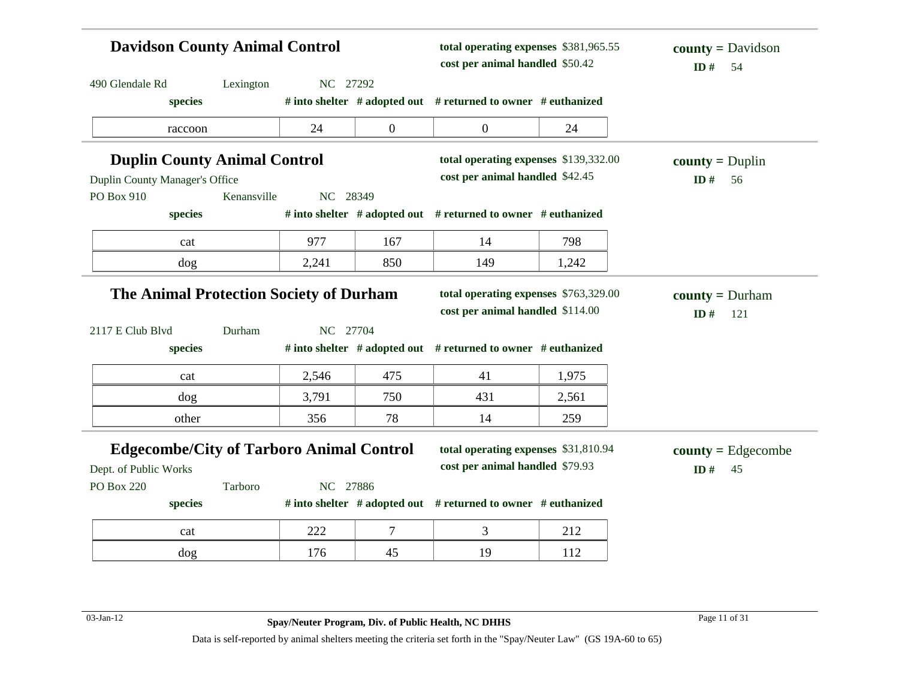## Davidson County Animal Control

**total operating expenses** $381,965.55
**cost per animal handled** $50.42

**county =** Davidson
**ID #** 54

490 Glendale Rd Lexington NC 27292

| species | # into shelter | # adopted out | # returned to owner | # euthanized |
|---|---|---|---|---|
| raccoon | 24 | 0 | 0 | 24 |

## Duplin County Animal Control

**total operating expenses** $139,332.00
**cost per animal handled** $42.45

**county =** Duplin
**ID #** 56

Duplin County Manager's Office
PO Box 910 Kenansville NC 28349

| species | # into shelter | # adopted out | # returned to owner | # euthanized |
|---|---|---|---|---|
| cat | 977 | 167 | 14 | 798 |
| dog | 2,241 | 850 | 149 | 1,242 |

## The Animal Protection Society of Durham

**total operating expenses** $763,329.00
**cost per animal handled** $114.00

**county =** Durham
**ID #** 121

2117 E Club Blvd Durham NC 27704

| species | # into shelter | # adopted out | # returned to owner | # euthanized |
|---|---|---|---|---|
| cat | 2,546 | 475 | 41 | 1,975 |
| dog | 3,791 | 750 | 431 | 2,561 |
| other | 356 | 78 | 14 | 259 |

## Edgecombe/City of Tarboro Animal Control

**total operating expenses** $31,810.94
**cost per animal handled** $79.93

**county =** Edgecombe
**ID #** 45

Dept. of Public Works
PO Box 220 Tarboro NC 27886

| species | # into shelter | # adopted out | # returned to owner | # euthanized |
|---|---|---|---|---|
| cat | 222 | 7 | 3 | 212 |
| dog | 176 | 45 | 19 | 112 |

Data is self-reported by animal shelters meeting the criteria set forth in the "Spay/Neuter Law" (GS 19A-60 to 65)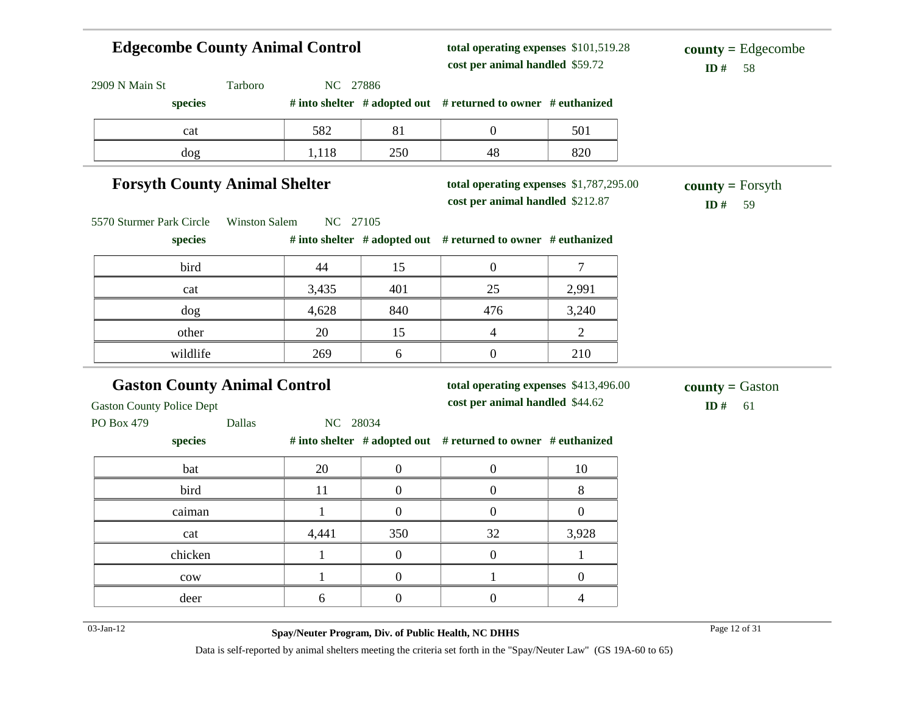## Edgecombe County Animal Control

**total operating expenses** $101,519.28
**cost per animal handled** $59.72

**county =** Edgecombe
**ID #** 58

2909 N Main St    Tarboro    NC 27886

| species | # into shelter | # adopted out | # returned to owner | # euthanized |
|---|---|---|---|---|
| cat | 582 | 81 | 0 | 501 |
| dog | 1,118 | 250 | 48 | 820 |

## Forsyth County Animal Shelter

**total operating expenses** $1,787,295.00
**cost per animal handled** $212.87

**county =** Forsyth
**ID #** 59

5570 Sturmer Park Circle    Winston Salem    NC 27105

| species | # into shelter | # adopted out | # returned to owner | # euthanized |
|---|---|---|---|---|
| bird | 44 | 15 | 0 | 7 |
| cat | 3,435 | 401 | 25 | 2,991 |
| dog | 4,628 | 840 | 476 | 3,240 |
| other | 20 | 15 | 4 | 2 |
| wildlife | 269 | 6 | 0 | 210 |

## Gaston County Animal Control

**total operating expenses** $413,496.00
**cost per animal handled** $44.62

**county =** Gaston
**ID #** 61

Gaston County Police Dept
PO Box 479    Dallas    NC 28034

| species | # into shelter | # adopted out | # returned to owner | # euthanized |
|---|---|---|---|---|
| bat | 20 | 0 | 0 | 10 |
| bird | 11 | 0 | 0 | 8 |
| caiman | 1 | 0 | 0 | 0 |
| cat | 4,441 | 350 | 32 | 3,928 |
| chicken | 1 | 0 | 0 | 1 |
| cow | 1 | 0 | 1 | 0 |
| deer | 6 | 0 | 0 | 4 |

03-Jan-12    **Spay/Neuter Program, Div. of Public Health, NC DHHS**

Data is self-reported by animal shelters meeting the criteria set forth in the "Spay/Neuter Law" (GS 19A-60 to 65)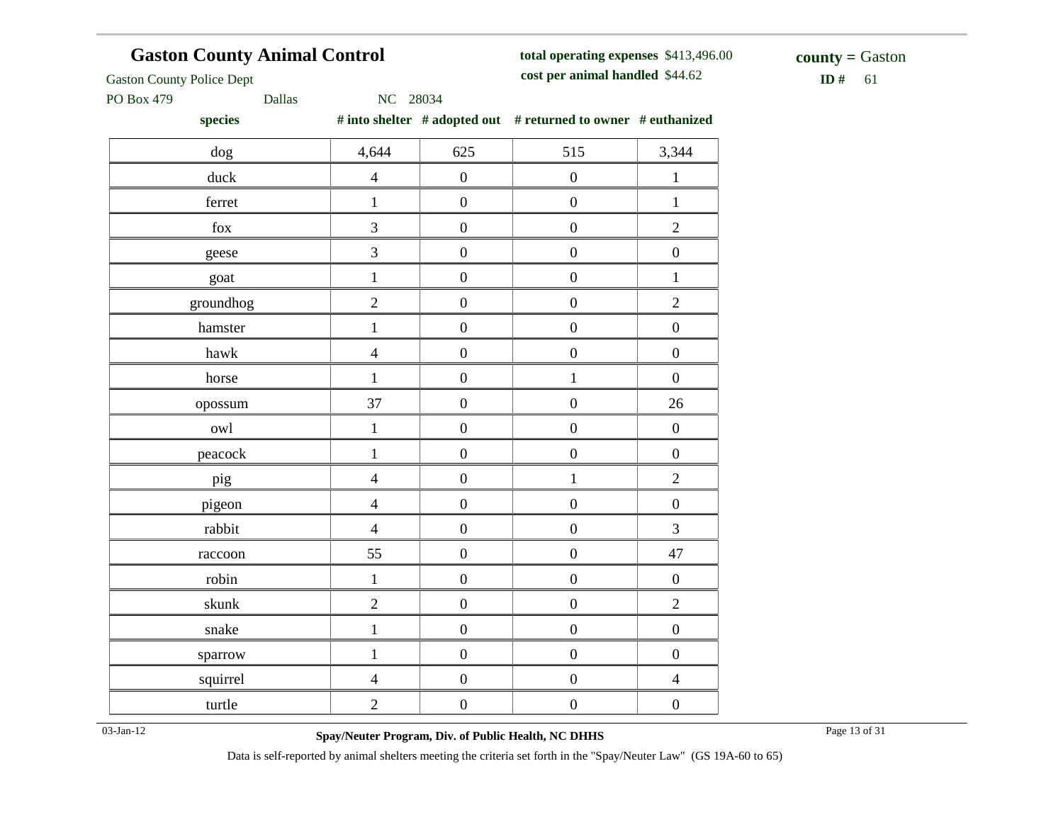## Gaston County Animal Control

Gaston County Police Dept
PO Box 479 Dallas NC 28034

**total operating expenses** $413,496.00
**cost per animal handled** $44.62

**county =** Gaston
**ID #** 61

| species | # into shelter | # adopted out | # returned to owner | # euthanized |
|---|---|---|---|---|
| dog | 4,644 | 625 | 515 | 3,344 |
| duck | 4 | 0 | 0 | 1 |
| ferret | 1 | 0 | 0 | 1 |
| fox | 3 | 0 | 0 | 2 |
| geese | 3 | 0 | 0 | 0 |
| goat | 1 | 0 | 0 | 1 |
| groundhog | 2 | 0 | 0 | 2 |
| hamster | 1 | 0 | 0 | 0 |
| hawk | 4 | 0 | 0 | 0 |
| horse | 1 | 0 | 1 | 0 |
| opossum | 37 | 0 | 0 | 26 |
| owl | 1 | 0 | 0 | 0 |
| peacock | 1 | 0 | 0 | 0 |
| pig | 4 | 0 | 1 | 2 |
| pigeon | 4 | 0 | 0 | 0 |
| rabbit | 4 | 0 | 0 | 3 |
| raccoon | 55 | 0 | 0 | 47 |
| robin | 1 | 0 | 0 | 0 |
| skunk | 2 | 0 | 0 | 2 |
| snake | 1 | 0 | 0 | 0 |
| sparrow | 1 | 0 | 0 | 0 |
| squirrel | 4 | 0 | 0 | 4 |
| turtle | 2 | 0 | 0 | 0 |

03-Jan-12

**Spay/Neuter Program, Div. of Public Health, NC DHHS**

Data is self-reported by animal shelters meeting the criteria set forth in the "Spay/Neuter Law" (GS 19A-60 to 65)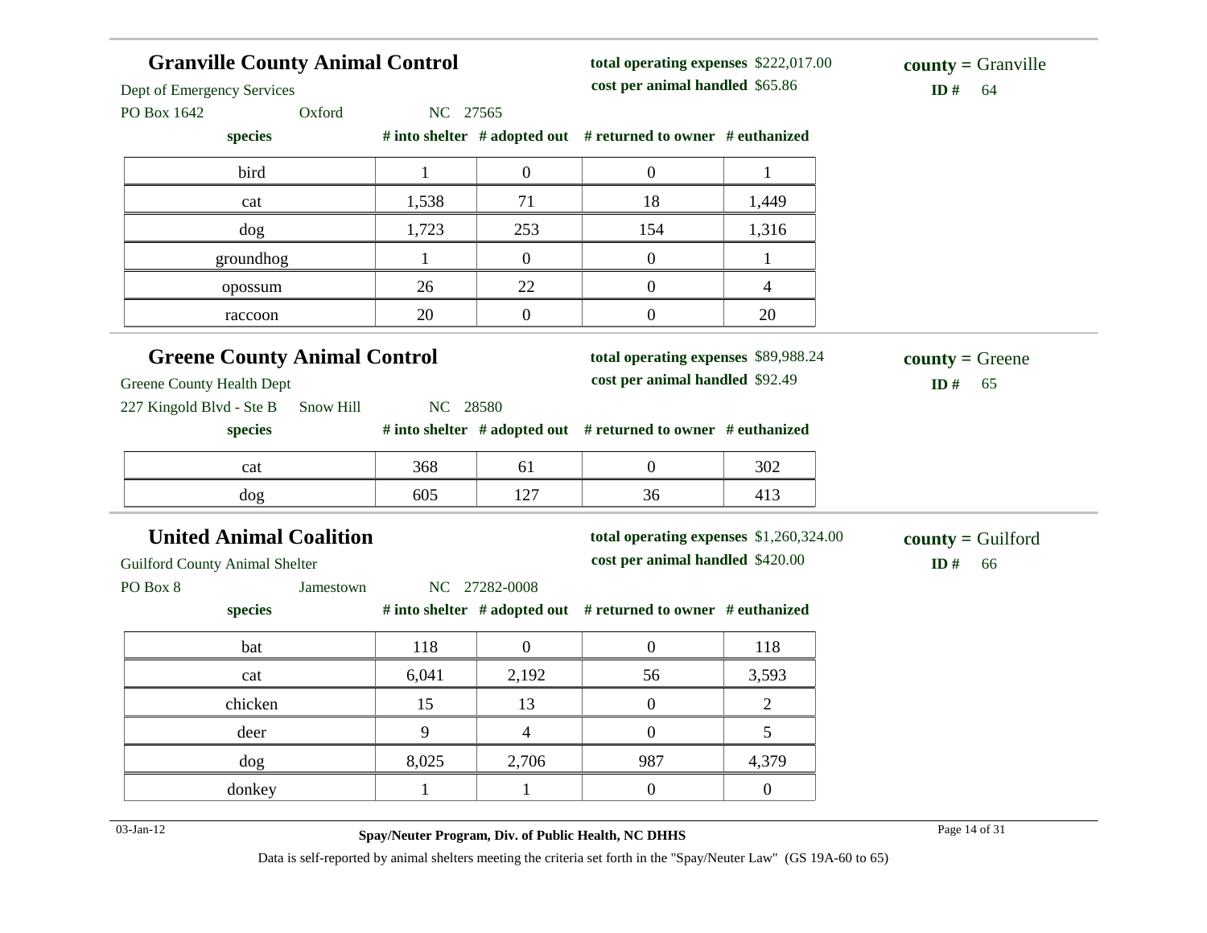## Granville County Animal Control

Dept of Emergency Services
PO Box 1642 Oxford NC 27565

**total operating expenses** $222,017.00
**cost per animal handled** $65.86

**county =** Granville
**ID #** 64

| species | # into shelter | # adopted out | # returned to owner | # euthanized |
|---|---|---|---|---|
| bird | 1 | 0 | 0 | 1 |
| cat | 1,538 | 71 | 18 | 1,449 |
| dog | 1,723 | 253 | 154 | 1,316 |
| groundhog | 1 | 0 | 0 | 1 |
| opossum | 26 | 22 | 0 | 4 |
| raccoon | 20 | 0 | 0 | 20 |

## Greene County Animal Control

Greene County Health Dept
227 Kingold Blvd - Ste B Snow Hill NC 28580

**total operating expenses** $89,988.24
**cost per animal handled** $92.49

**county =** Greene
**ID #** 65

| species | # into shelter | # adopted out | # returned to owner | # euthanized |
|---|---|---|---|---|
| cat | 368 | 61 | 0 | 302 |
| dog | 605 | 127 | 36 | 413 |

## United Animal Coalition

Guilford County Animal Shelter
PO Box 8 Jamestown NC 27282-0008

**total operating expenses** $1,260,324.00
**cost per animal handled** $420.00

**county =** Guilford
**ID #** 66

| species | # into shelter | # adopted out | # returned to owner | # euthanized |
|---|---|---|---|---|
| bat | 118 | 0 | 0 | 118 |
| cat | 6,041 | 2,192 | 56 | 3,593 |
| chicken | 15 | 13 | 0 | 2 |
| deer | 9 | 4 | 0 | 5 |
| dog | 8,025 | 2,706 | 987 | 4,379 |
| donkey | 1 | 1 | 0 | 0 |

Data is self-reported by animal shelters meeting the criteria set forth in the "Spay/Neuter Law" (GS 19A-60 to 65)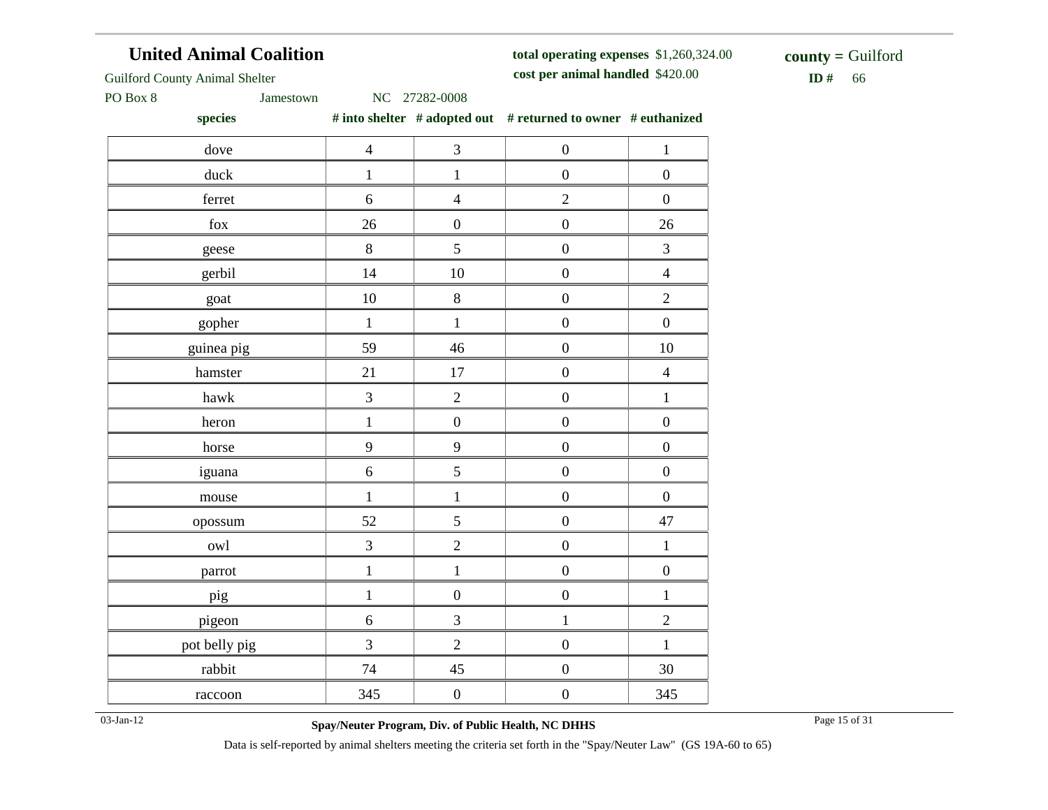## United Animal Coalition

Guilford County Animal Shelter

PO Box 8 Jamestown NC 27282-0008

**total operating expenses** $1,260,324.00

**cost per animal handled** $420.00

**county =** Guilford

**ID #** 66

| species | # into shelter | # adopted out | # returned to owner | # euthanized |
|---|---|---|---|---|
| dove | 4 | 3 | 0 | 1 |
| duck | 1 | 1 | 0 | 0 |
| ferret | 6 | 4 | 2 | 0 |
| fox | 26 | 0 | 0 | 26 |
| geese | 8 | 5 | 0 | 3 |
| gerbil | 14 | 10 | 0 | 4 |
| goat | 10 | 8 | 0 | 2 |
| gopher | 1 | 1 | 0 | 0 |
| guinea pig | 59 | 46 | 0 | 10 |
| hamster | 21 | 17 | 0 | 4 |
| hawk | 3 | 2 | 0 | 1 |
| heron | 1 | 0 | 0 | 0 |
| horse | 9 | 9 | 0 | 0 |
| iguana | 6 | 5 | 0 | 0 |
| mouse | 1 | 1 | 0 | 0 |
| opossum | 52 | 5 | 0 | 47 |
| owl | 3 | 2 | 0 | 1 |
| parrot | 1 | 1 | 0 | 0 |
| pig | 1 | 0 | 0 | 1 |
| pigeon | 6 | 3 | 1 | 2 |
| pot belly pig | 3 | 2 | 0 | 1 |
| rabbit | 74 | 45 | 0 | 30 |
| raccoon | 345 | 0 | 0 | 345 |

03-Jan-12

**Spay/Neuter Program, Div. of Public Health, NC DHHS**

Data is self-reported by animal shelters meeting the criteria set forth in the "Spay/Neuter Law" (GS 19A-60 to 65)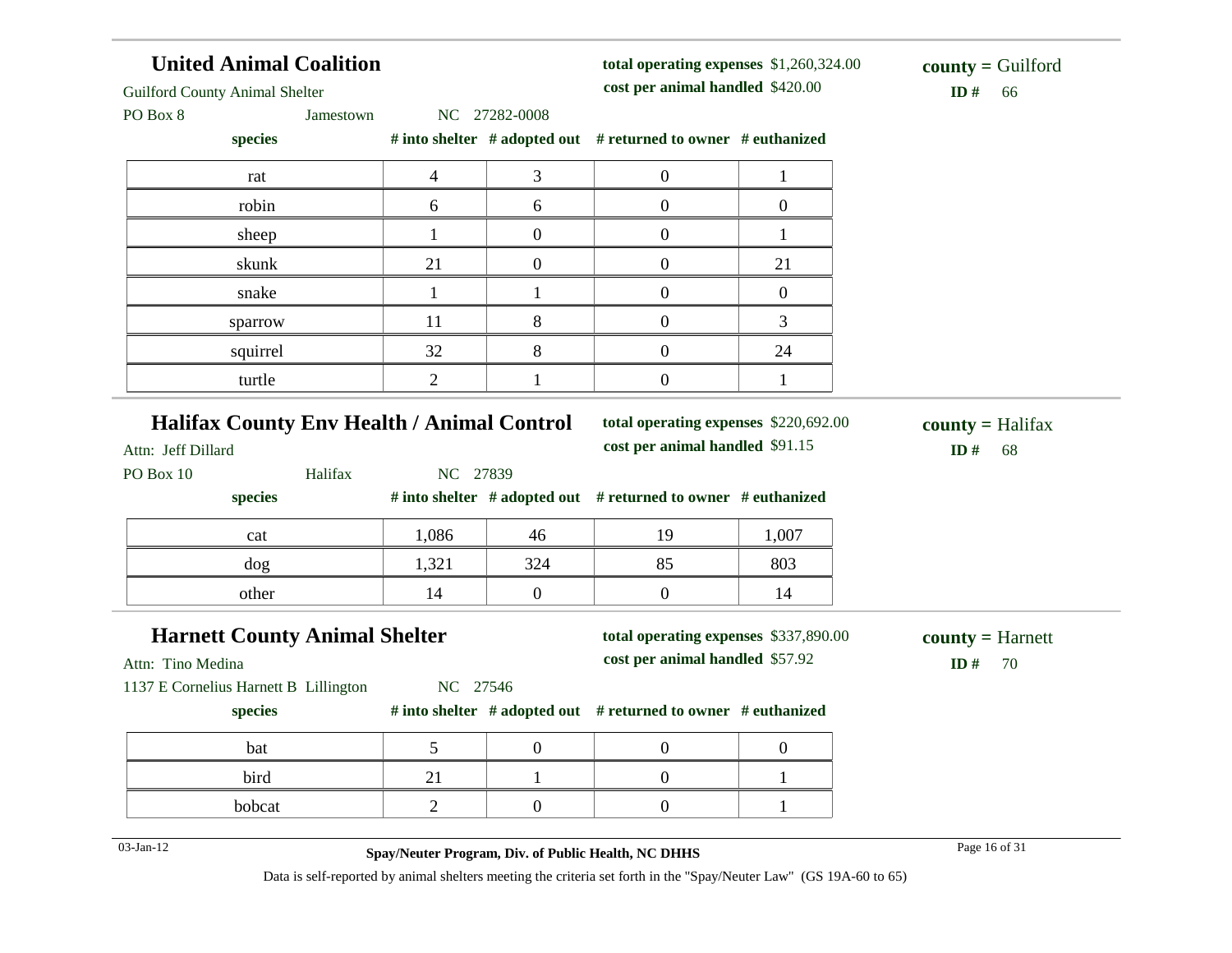## United Animal Coalition

Guilford County Animal Shelter

PO Box 8 Jamestown NC 27282-0008

**total operating expenses** $1,260,324.00

**cost per animal handled** $420.00

**county =** Guilford

**ID #** 66

| species | # into shelter | # adopted out | # returned to owner | # euthanized |
|---|---|---|---|---|
| rat | 4 | 3 | 0 | 1 |
| robin | 6 | 6 | 0 | 0 |
| sheep | 1 | 0 | 0 | 1 |
| skunk | 21 | 0 | 0 | 21 |
| snake | 1 | 1 | 0 | 0 |
| sparrow | 11 | 8 | 0 | 3 |
| squirrel | 32 | 8 | 0 | 24 |
| turtle | 2 | 1 | 0 | 1 |

## Halifax County Env Health / Animal Control

Attn: Jeff Dillard

PO Box 10 Halifax NC 27839

**total operating expenses** $220,692.00

**cost per animal handled** $91.15

**county =** Halifax

**ID #** 68

| species | # into shelter | # adopted out | # returned to owner | # euthanized |
|---|---|---|---|---|
| cat | 1,086 | 46 | 19 | 1,007 |
| dog | 1,321 | 324 | 85 | 803 |
| other | 14 | 0 | 0 | 14 |

## Harnett County Animal Shelter

Attn: Tino Medina

1137 E Cornelius Harnett B Lillington NC 27546

**total operating expenses** $337,890.00

**cost per animal handled** $57.92

**county =** Harnett

**ID #** 70

| species | # into shelter | # adopted out | # returned to owner | # euthanized |
|---|---|---|---|---|
| bat | 5 | 0 | 0 | 0 |
| bird | 21 | 1 | 0 | 1 |
| bobcat | 2 | 0 | 0 | 1 |

03-Jan-12

**Spay/Neuter Program, Div. of Public Health, NC DHHS**

Data is self-reported by animal shelters meeting the criteria set forth in the "Spay/Neuter Law" (GS 19A-60 to 65)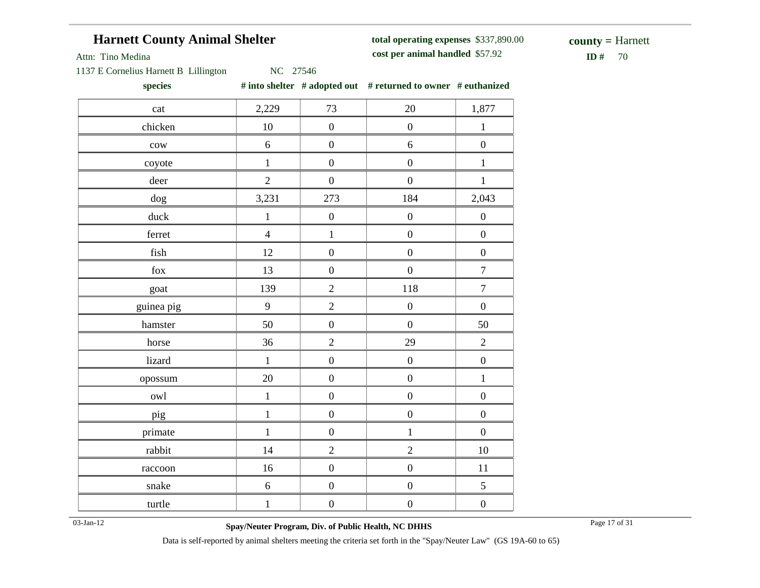## Harnett County Animal Shelter

Attn: Tino Medina

1137 E Cornelius Harnett B Lillington NC 27546

**total operating expenses** $337,890.00

**cost per animal handled** $57.92

**county =** Harnett

**ID #** 70

| species | # into shelter | # adopted out | # returned to owner | # euthanized |
|---|---|---|---|---|
| cat | 2,229 | 73 | 20 | 1,877 |
| chicken | 10 | 0 | 0 | 1 |
| cow | 6 | 0 | 6 | 0 |
| coyote | 1 | 0 | 0 | 1 |
| deer | 2 | 0 | 0 | 1 |
| dog | 3,231 | 273 | 184 | 2,043 |
| duck | 1 | 0 | 0 | 0 |
| ferret | 4 | 1 | 0 | 0 |
| fish | 12 | 0 | 0 | 0 |
| fox | 13 | 0 | 0 | 7 |
| goat | 139 | 2 | 118 | 7 |
| guinea pig | 9 | 2 | 0 | 0 |
| hamster | 50 | 0 | 0 | 50 |
| horse | 36 | 2 | 29 | 2 |
| lizard | 1 | 0 | 0 | 0 |
| opossum | 20 | 0 | 0 | 1 |
| owl | 1 | 0 | 0 | 0 |
| pig | 1 | 0 | 0 | 0 |
| primate | 1 | 0 | 1 | 0 |
| rabbit | 14 | 2 | 2 | 10 |
| raccoon | 16 | 0 | 0 | 11 |
| snake | 6 | 0 | 0 | 5 |
| turtle | 1 | 0 | 0 | 0 |

03-Jan-12

**Spay/Neuter Program, Div. of Public Health, NC DHHS**

Data is self-reported by animal shelters meeting the criteria set forth in the "Spay/Neuter Law" (GS 19A-60 to 65)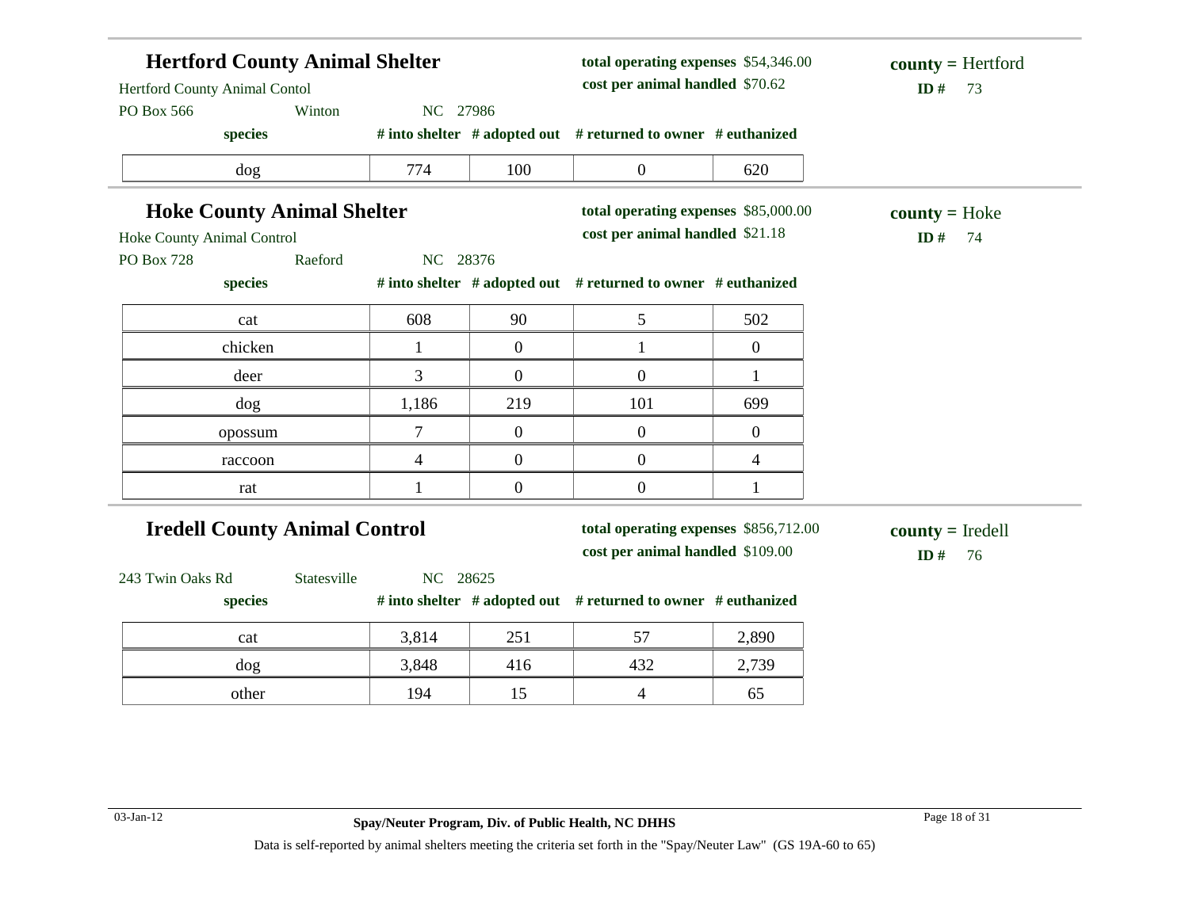## Hertford County Animal Shelter

Hertford County Animal Contol
PO Box 566 Winton NC 27986

**total operating expenses** $54,346.00
**cost per animal handled** $70.62

**county =** Hertford
**ID #** 73

| species | # into shelter | # adopted out | # returned to owner | # euthanized |
|---|---|---|---|---|
| dog | 774 | 100 | 0 | 620 |

## Hoke County Animal Shelter

Hoke County Animal Control
PO Box 728 Raeford NC 28376

**total operating expenses** $85,000.00
**cost per animal handled** $21.18

**county =** Hoke
**ID #** 74

| species | # into shelter | # adopted out | # returned to owner | # euthanized |
|---|---|---|---|---|
| cat | 608 | 90 | 5 | 502 |
| chicken | 1 | 0 | 1 | 0 |
| deer | 3 | 0 | 0 | 1 |
| dog | 1,186 | 219 | 101 | 699 |
| opossum | 7 | 0 | 0 | 0 |
| raccoon | 4 | 0 | 0 | 4 |
| rat | 1 | 0 | 0 | 1 |

## Iredell County Animal Control

243 Twin Oaks Rd Statesville NC 28625

**total operating expenses** $856,712.00
**cost per animal handled** $109.00

**county =** Iredell
**ID #** 76

| species | # into shelter | # adopted out | # returned to owner | # euthanized |
|---|---|---|---|---|
| cat | 3,814 | 251 | 57 | 2,890 |
| dog | 3,848 | 416 | 432 | 2,739 |
| other | 194 | 15 | 4 | 65 |

03-Jan-12

**Spay/Neuter Program, Div. of Public Health, NC DHHS**

Data is self-reported by animal shelters meeting the criteria set forth in the "Spay/Neuter Law" (GS 19A-60 to 65)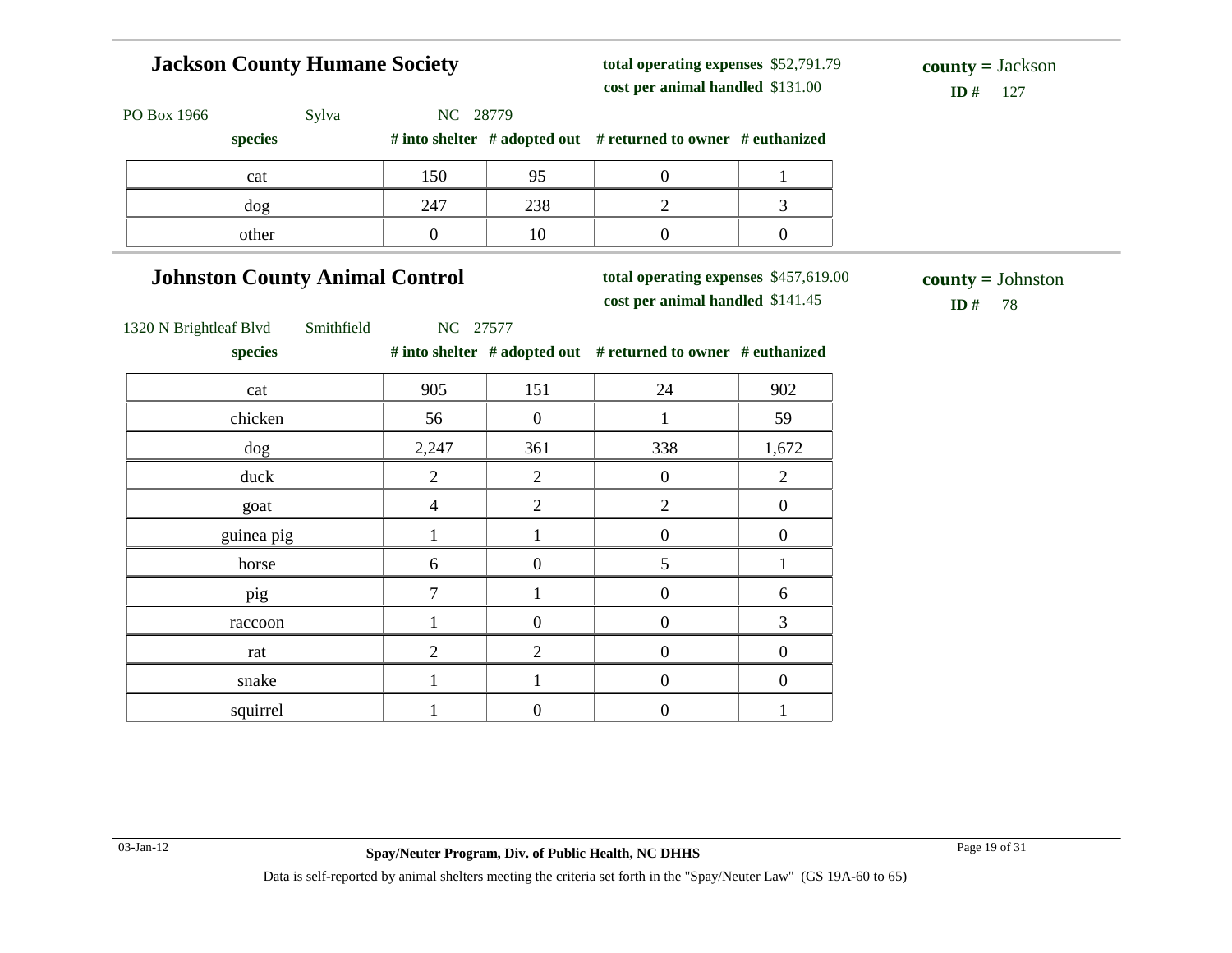## Jackson County Humane Society

**total operating expenses** $52,791.79
**cost per animal handled** $131.00

**county =** Jackson
**ID #** 127

PO Box 1966 Sylva NC 28779

| species | # into shelter | # adopted out | # returned to owner | # euthanized |
|---|---|---|---|---|
| cat | 150 | 95 | 0 | 1 |
| dog | 247 | 238 | 2 | 3 |
| other | 0 | 10 | 0 | 0 |

## Johnston County Animal Control

**total operating expenses** $457,619.00
**cost per animal handled** $141.45

**county =** Johnston
**ID #** 78

1320 N Brightleaf Blvd Smithfield NC 27577

| species | # into shelter | # adopted out | # returned to owner | # euthanized |
|---|---|---|---|---|
| cat | 905 | 151 | 24 | 902 |
| chicken | 56 | 0 | 1 | 59 |
| dog | 2,247 | 361 | 338 | 1,672 |
| duck | 2 | 2 | 0 | 2 |
| goat | 4 | 2 | 2 | 0 |
| guinea pig | 1 | 1 | 0 | 0 |
| horse | 6 | 0 | 5 | 1 |
| pig | 7 | 1 | 0 | 6 |
| raccoon | 1 | 0 | 0 | 3 |
| rat | 2 | 2 | 0 | 0 |
| snake | 1 | 1 | 0 | 0 |
| squirrel | 1 | 0 | 0 | 1 |

Spay/Neuter Program, Div. of Public Health, NC DHHS

Data is self-reported by animal shelters meeting the criteria set forth in the "Spay/Neuter Law" (GS 19A-60 to 65)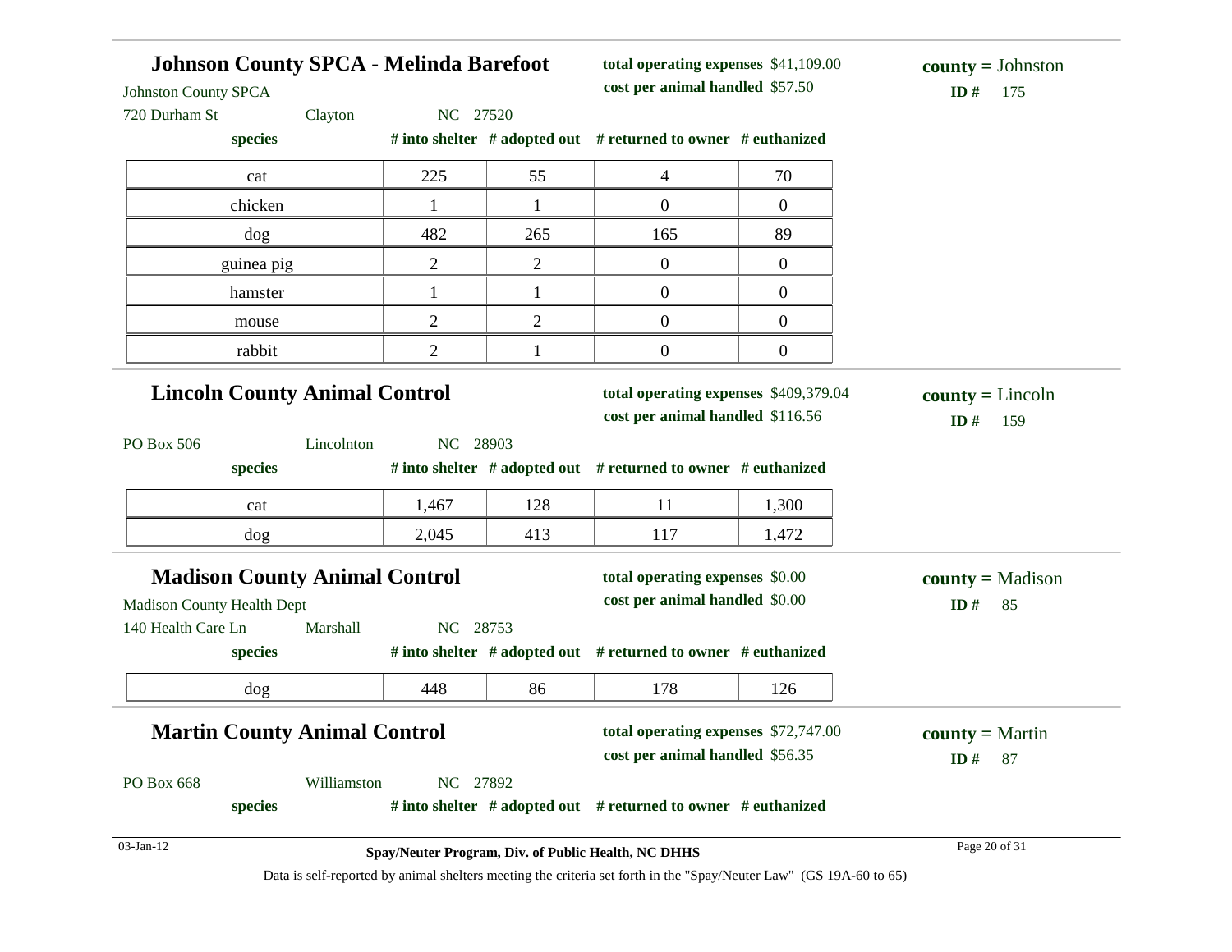## Johnson County SPCA - Melinda Barefoot

Johnston County SPCA
720 Durham St Clayton NC 27520

**total operating expenses** $41,109.00
**cost per animal handled** $57.50

**county =** Johnston
**ID #** 175

| species | # into shelter | # adopted out | # returned to owner | # euthanized |
|---|---|---|---|---|
| cat | 225 | 55 | 4 | 70 |
| chicken | 1 | 1 | 0 | 0 |
| dog | 482 | 265 | 165 | 89 |
| guinea pig | 2 | 2 | 0 | 0 |
| hamster | 1 | 1 | 0 | 0 |
| mouse | 2 | 2 | 0 | 0 |
| rabbit | 2 | 1 | 0 | 0 |

## Lincoln County Animal Control

PO Box 506 Lincolnton NC 28903

**total operating expenses** $409,379.04
**cost per animal handled** $116.56

**county =** Lincoln
**ID #** 159

| species | # into shelter | # adopted out | # returned to owner | # euthanized |
|---|---|---|---|---|
| cat | 1,467 | 128 | 11 | 1,300 |
| dog | 2,045 | 413 | 117 | 1,472 |

## Madison County Animal Control

Madison County Health Dept
140 Health Care Ln Marshall NC 28753

**total operating expenses** $0.00
**cost per animal handled** $0.00

**county =** Madison
**ID #** 85

| species | # into shelter | # adopted out | # returned to owner | # euthanized |
|---|---|---|---|---|
| dog | 448 | 86 | 178 | 126 |

## Martin County Animal Control

PO Box 668 Williamston NC 27892

**total operating expenses** $72,747.00
**cost per animal handled** $56.35

**county =** Martin
**ID #** 87

| species | # into shelter | # adopted out | # returned to owner | # euthanized |
|---|---|---|---|---|

03-Jan-12

Spay/Neuter Program, Div. of Public Health, NC DHHS

Data is self-reported by animal shelters meeting the criteria set forth in the "Spay/Neuter Law" (GS 19A-60 to 65)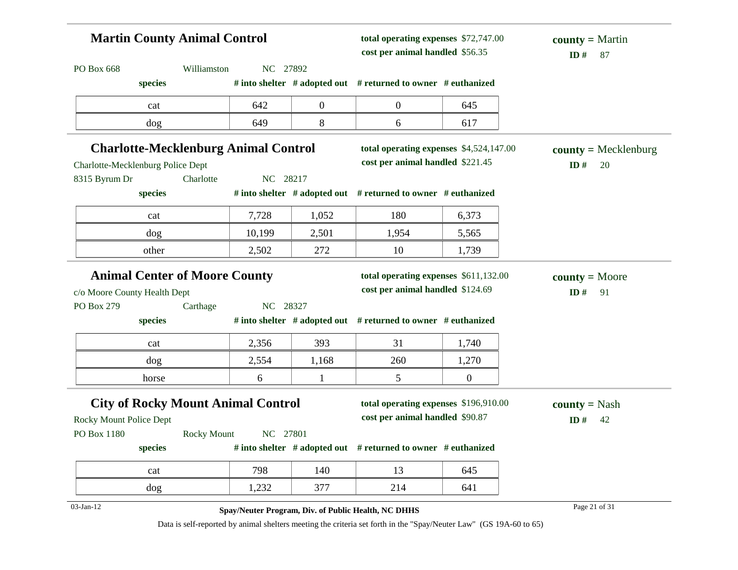## Martin County Animal Control

**total operating expenses** $72,747.00
**cost per animal handled** $56.35

**county =** Martin
**ID #** 87

PO Box 668 Williamston NC 27892

| species | # into shelter | # adopted out | # returned to owner | # euthanized |
|---|---|---|---|---|
| cat | 642 | 0 | 0 | 645 |
| dog | 649 | 8 | 6 | 617 |

## Charlotte-Mecklenburg Animal Control

**total operating expenses** $4,524,147.00
**cost per animal handled** $221.45

**county =** Mecklenburg
**ID #** 20

Charlotte-Mecklenburg Police Dept
8315 Byrum Dr Charlotte NC 28217

| species | # into shelter | # adopted out | # returned to owner | # euthanized |
|---|---|---|---|---|
| cat | 7,728 | 1,052 | 180 | 6,373 |
| dog | 10,199 | 2,501 | 1,954 | 5,565 |
| other | 2,502 | 272 | 10 | 1,739 |

## Animal Center of Moore County

**total operating expenses** $611,132.00
**cost per animal handled** $124.69

**county =** Moore
**ID #** 91

c/o Moore County Health Dept
PO Box 279 Carthage NC 28327

| species | # into shelter | # adopted out | # returned to owner | # euthanized |
|---|---|---|---|---|
| cat | 2,356 | 393 | 31 | 1,740 |
| dog | 2,554 | 1,168 | 260 | 1,270 |
| horse | 6 | 1 | 5 | 0 |

## City of Rocky Mount Animal Control

**total operating expenses** $196,910.00
**cost per animal handled** $90.87

**county =** Nash
**ID #** 42

Rocky Mount Police Dept
PO Box 1180 Rocky Mount NC 27801

| species | # into shelter | # adopted out | # returned to owner | # euthanized |
|---|---|---|---|---|
| cat | 798 | 140 | 13 | 645 |
| dog | 1,232 | 377 | 214 | 641 |

03-Jan-12

**Spay/Neuter Program, Div. of Public Health, NC DHHS**

Data is self-reported by animal shelters meeting the criteria set forth in the "Spay/Neuter Law" (GS 19A-60 to 65)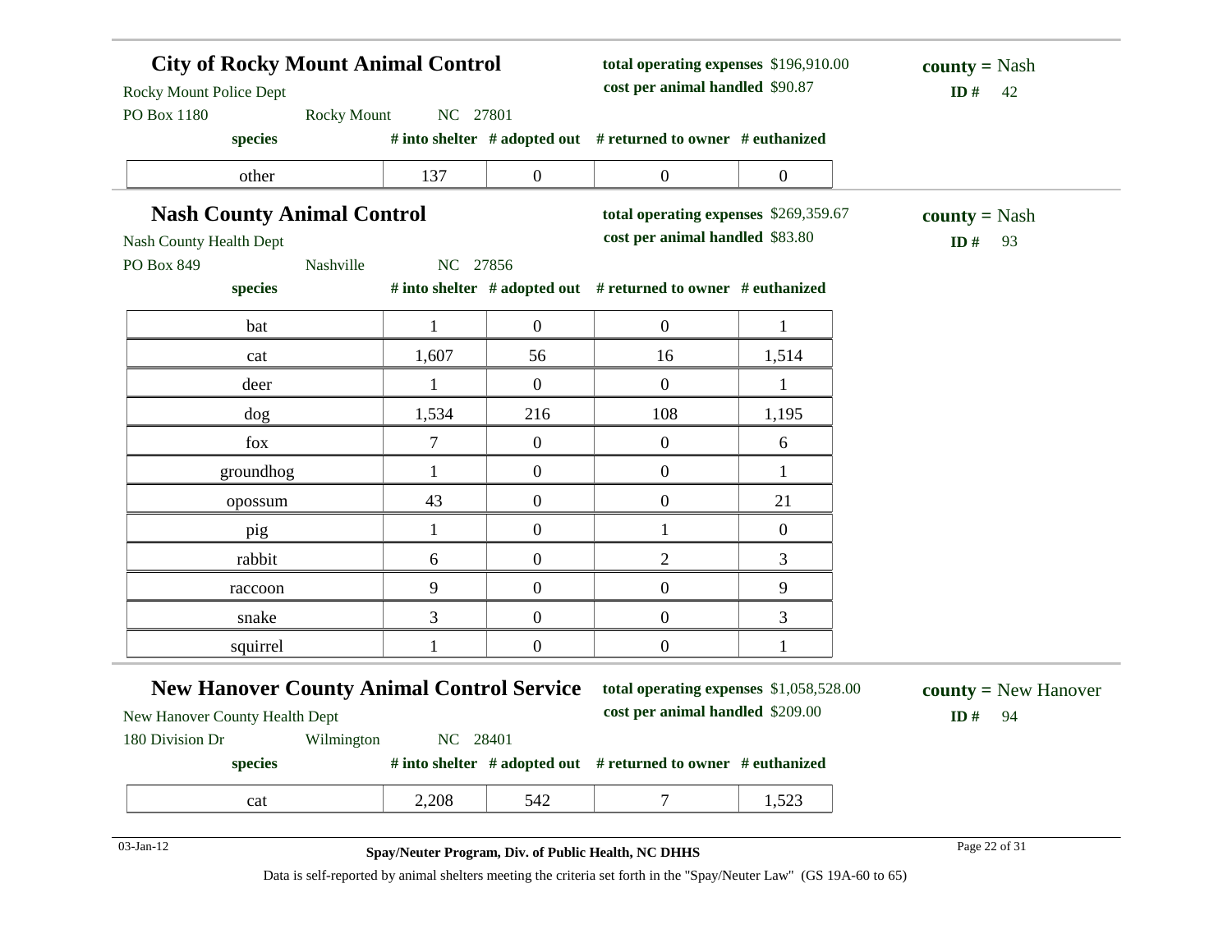## City of Rocky Mount Animal Control

Rocky Mount Police Dept
PO Box 1180 Rocky Mount NC 27801

**total operating expenses** $196,910.00
**cost per animal handled** $90.87

**county =** Nash
**ID #** 42

| species | # into shelter | # adopted out | # returned to owner | # euthanized |
|---|---|---|---|---|
| other | 137 | 0 | 0 | 0 |

## Nash County Animal Control

Nash County Health Dept
PO Box 849 Nashville NC 27856

**total operating expenses** $269,359.67
**cost per animal handled** $83.80

**county =** Nash
**ID #** 93

| species | # into shelter | # adopted out | # returned to owner | # euthanized |
|---|---|---|---|---|
| bat | 1 | 0 | 0 | 1 |
| cat | 1,607 | 56 | 16 | 1,514 |
| deer | 1 | 0 | 0 | 1 |
| dog | 1,534 | 216 | 108 | 1,195 |
| fox | 7 | 0 | 0 | 6 |
| groundhog | 1 | 0 | 0 | 1 |
| opossum | 43 | 0 | 0 | 21 |
| pig | 1 | 0 | 1 | 0 |
| rabbit | 6 | 0 | 2 | 3 |
| raccoon | 9 | 0 | 0 | 9 |
| snake | 3 | 0 | 0 | 3 |
| squirrel | 1 | 0 | 0 | 1 |

## New Hanover County Animal Control Service

New Hanover County Health Dept
180 Division Dr Wilmington NC 28401

**total operating expenses** $1,058,528.00
**cost per animal handled** $209.00

**county =** New Hanover
**ID #** 94

| species | # into shelter | # adopted out | # returned to owner | # euthanized |
|---|---|---|---|---|
| cat | 2,208 | 542 | 7 | 1,523 |

03-Jan-12

**Spay/Neuter Program, Div. of Public Health, NC DHHS**

Data is self-reported by animal shelters meeting the criteria set forth in the "Spay/Neuter Law" (GS 19A-60 to 65)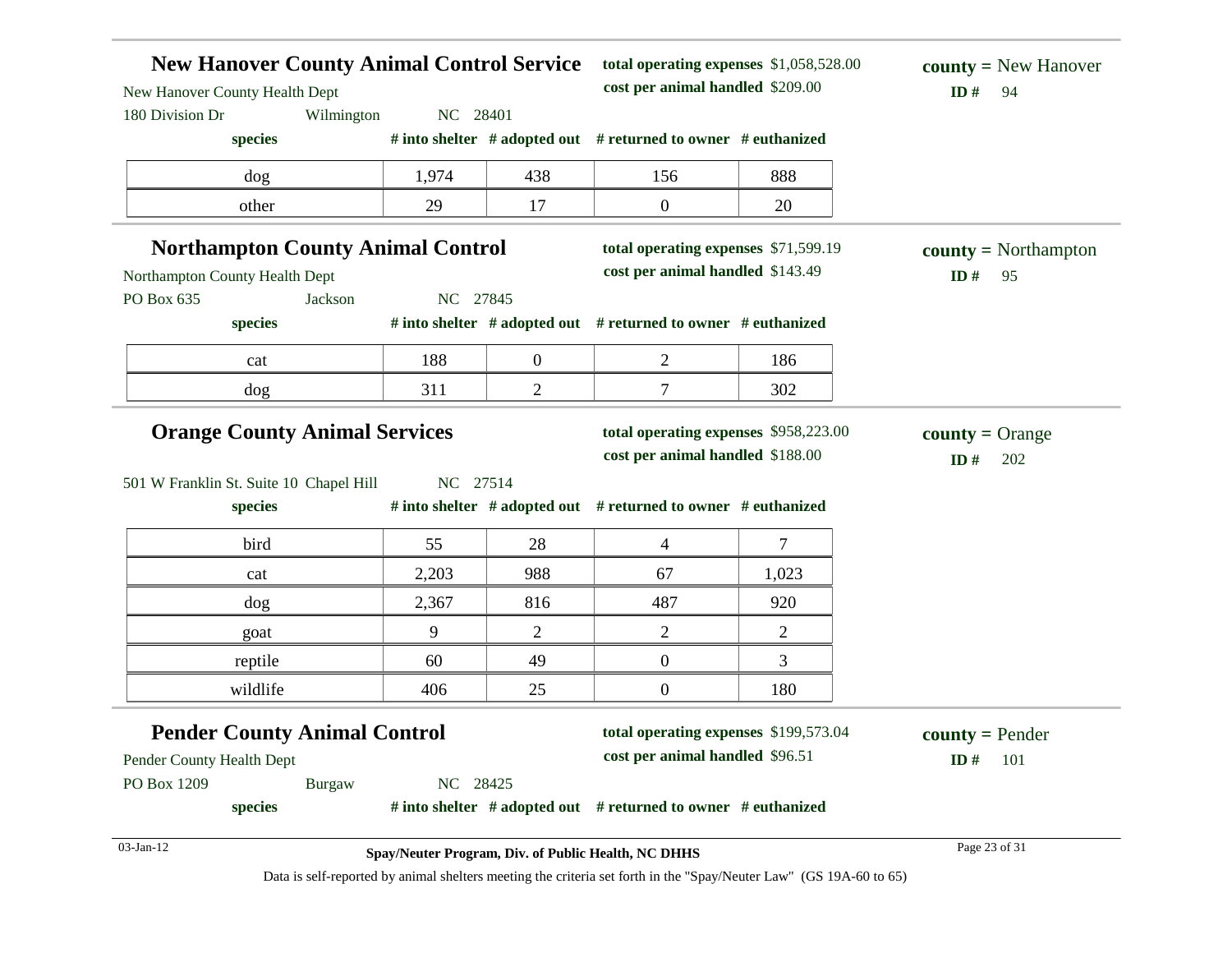## New Hanover County Animal Control Service

New Hanover County Health Dept
180 Division Dr Wilmington NC 28401

**total operating expenses** $1,058,528.00
**cost per animal handled** $209.00

**county =** New Hanover
**ID #** 94

| species | # into shelter | # adopted out | # returned to owner | # euthanized |
|---|---|---|---|---|
| dog | 1,974 | 438 | 156 | 888 |
| other | 29 | 17 | 0 | 20 |

## Northampton County Animal Control

Northampton County Health Dept
PO Box 635 Jackson NC 27845

**total operating expenses** $71,599.19
**cost per animal handled** $143.49

**county =** Northampton
**ID #** 95

| species | # into shelter | # adopted out | # returned to owner | # euthanized |
|---|---|---|---|---|
| cat | 188 | 0 | 2 | 186 |
| dog | 311 | 2 | 7 | 302 |

## Orange County Animal Services

501 W Franklin St. Suite 10 Chapel Hill NC 27514

**total operating expenses** $958,223.00
**cost per animal handled** $188.00

**county =** Orange
**ID #** 202

| species | # into shelter | # adopted out | # returned to owner | # euthanized |
|---|---|---|---|---|
| bird | 55 | 28 | 4 | 7 |
| cat | 2,203 | 988 | 67 | 1,023 |
| dog | 2,367 | 816 | 487 | 920 |
| goat | 9 | 2 | 2 | 2 |
| reptile | 60 | 49 | 0 | 3 |
| wildlife | 406 | 25 | 0 | 180 |

## Pender County Animal Control

Pender County Health Dept
PO Box 1209 Burgaw NC 28425

**total operating expenses** $199,573.04
**cost per animal handled** $96.51

**county =** Pender
**ID #** 101

| species | # into shelter | # adopted out | # returned to owner | # euthanized |
|---|---|---|---|---|

Spay/Neuter Program, Div. of Public Health, NC DHHS

Data is self-reported by animal shelters meeting the criteria set forth in the "Spay/Neuter Law" (GS 19A-60 to 65)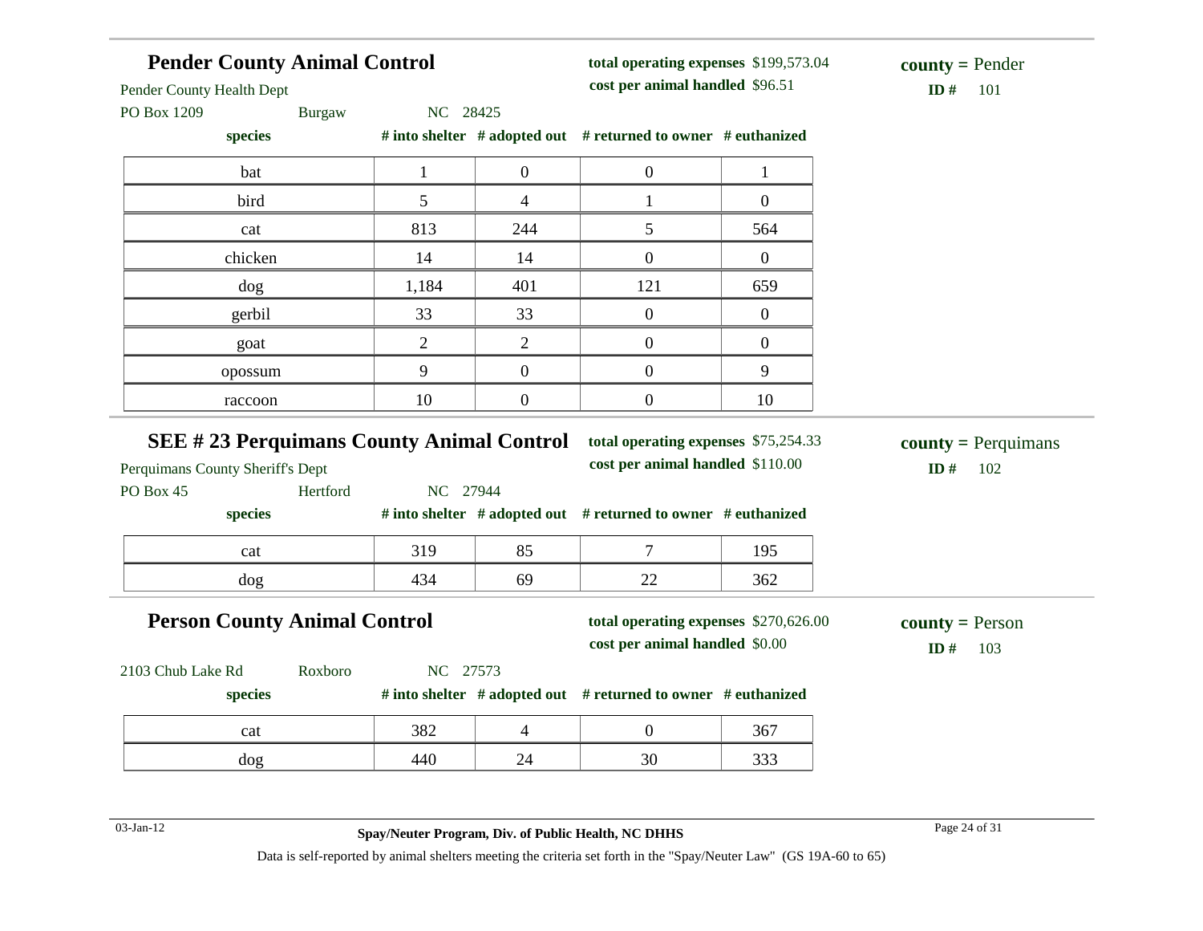## Pender County Animal Control

Pender County Health Dept
PO Box 1209 Burgaw NC 28425

**total operating expenses** $199,573.04
**cost per animal handled** $96.51

**county =** Pender
**ID #** 101

| species | # into shelter | # adopted out | # returned to owner | # euthanized |
|---|---|---|---|---|
| bat | 1 | 0 | 0 | 1 |
| bird | 5 | 4 | 1 | 0 |
| cat | 813 | 244 | 5 | 564 |
| chicken | 14 | 14 | 0 | 0 |
| dog | 1,184 | 401 | 121 | 659 |
| gerbil | 33 | 33 | 0 | 0 |
| goat | 2 | 2 | 0 | 0 |
| opossum | 9 | 0 | 0 | 9 |
| raccoon | 10 | 0 | 0 | 10 |

## SEE # 23 Perquimans County Animal Control

Perquimans County Sheriff's Dept
PO Box 45 Hertford NC 27944

**total operating expenses** $75,254.33
**cost per animal handled** $110.00

**county =** Perquimans
**ID #** 102

| species | # into shelter | # adopted out | # returned to owner | # euthanized |
|---|---|---|---|---|
| cat | 319 | 85 | 7 | 195 |
| dog | 434 | 69 | 22 | 362 |

## Person County Animal Control

2103 Chub Lake Rd Roxboro NC 27573

**total operating expenses** $270,626.00
**cost per animal handled** $0.00

**county =** Person
**ID #** 103

| species | # into shelter | # adopted out | # returned to owner | # euthanized |
|---|---|---|---|---|
| cat | 382 | 4 | 0 | 367 |
| dog | 440 | 24 | 30 | 333 |

03-Jan-12

**Spay/Neuter Program, Div. of Public Health, NC DHHS**

Data is self-reported by animal shelters meeting the criteria set forth in the "Spay/Neuter Law" (GS 19A-60 to 65)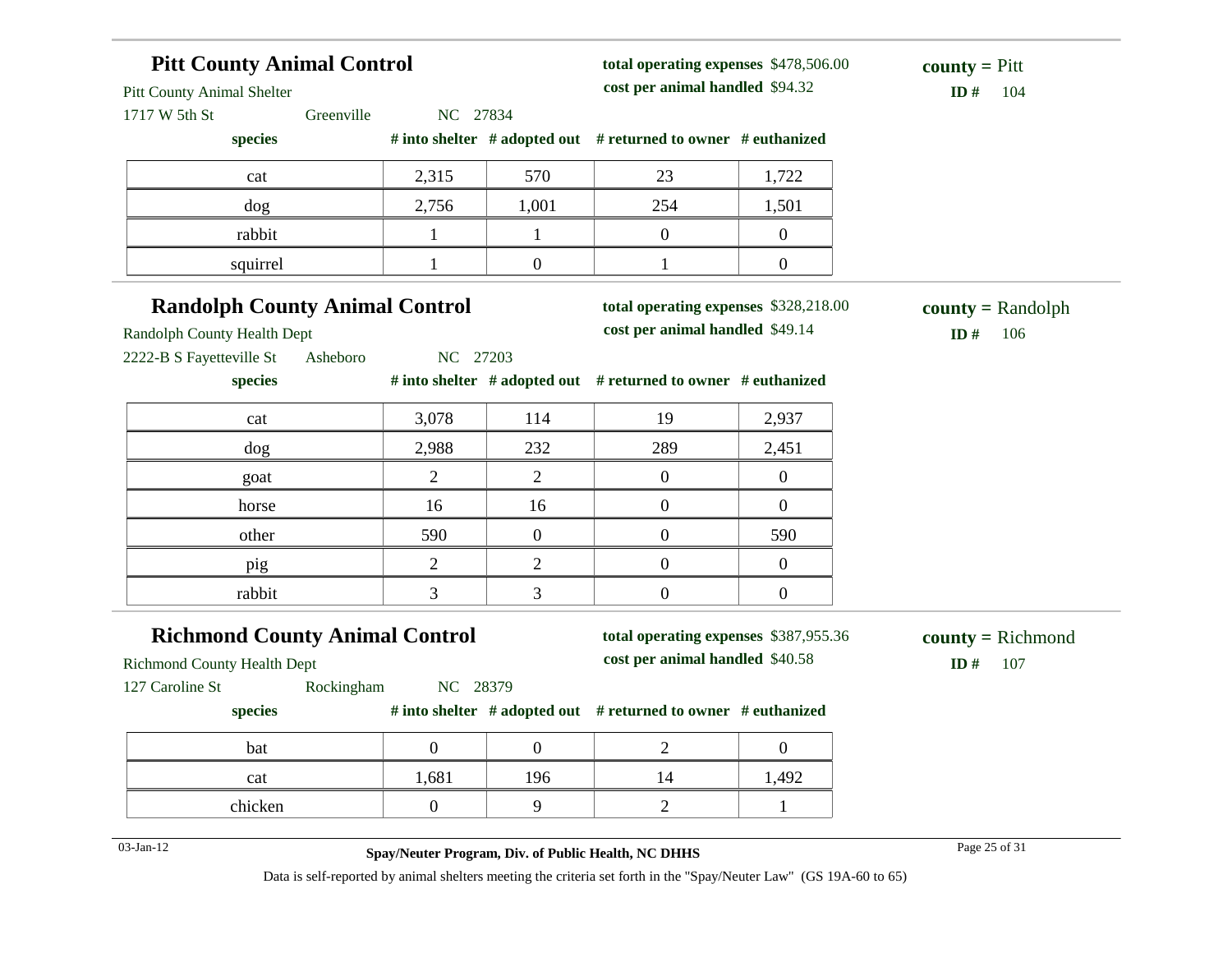## Pitt County Animal Control

Pitt County Animal Shelter
1717 W 5th St Greenville NC 27834

**total operating expenses** $478,506.00
**cost per animal handled** $94.32

**county =** Pitt
**ID #** 104

| species | # into shelter | # adopted out | # returned to owner | # euthanized |
|---|---|---|---|---|
| cat | 2,315 | 570 | 23 | 1,722 |
| dog | 2,756 | 1,001 | 254 | 1,501 |
| rabbit | 1 | 1 | 0 | 0 |
| squirrel | 1 | 0 | 1 | 0 |

## Randolph County Animal Control

Randolph County Health Dept
2222-B S Fayetteville St Asheboro NC 27203

**total operating expenses** $328,218.00
**cost per animal handled** $49.14

**county =** Randolph
**ID #** 106

| species | # into shelter | # adopted out | # returned to owner | # euthanized |
|---|---|---|---|---|
| cat | 3,078 | 114 | 19 | 2,937 |
| dog | 2,988 | 232 | 289 | 2,451 |
| goat | 2 | 2 | 0 | 0 |
| horse | 16 | 16 | 0 | 0 |
| other | 590 | 0 | 0 | 590 |
| pig | 2 | 2 | 0 | 0 |
| rabbit | 3 | 3 | 0 | 0 |

## Richmond County Animal Control

Richmond County Health Dept
127 Caroline St Rockingham NC 28379

**total operating expenses** $387,955.36
**cost per animal handled** $40.58

**county =** Richmond
**ID #** 107

| species | # into shelter | # adopted out | # returned to owner | # euthanized |
|---|---|---|---|---|
| bat | 0 | 0 | 2 | 0 |
| cat | 1,681 | 196 | 14 | 1,492 |
| chicken | 0 | 9 | 2 | 1 |

03-Jan-12

**Spay/Neuter Program, Div. of Public Health, NC DHHS**

Data is self-reported by animal shelters meeting the criteria set forth in the "Spay/Neuter Law" (GS 19A-60 to 65)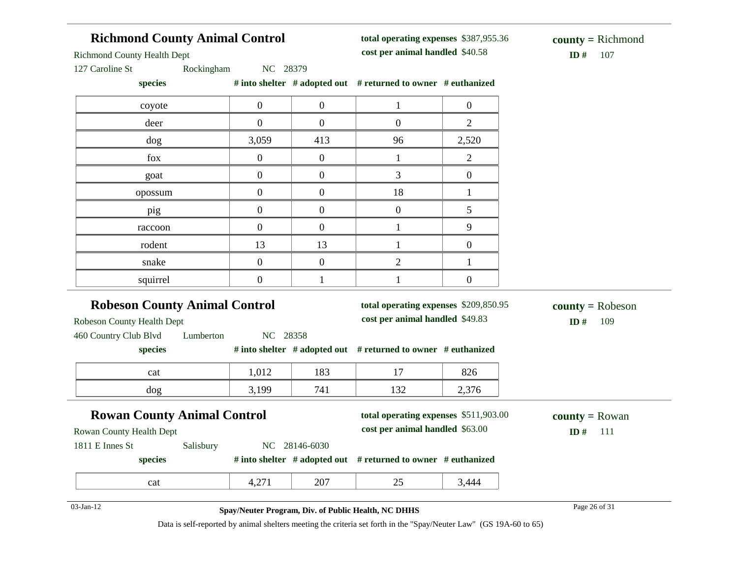## Richmond County Animal Control

Richmond County Health Dept
127 Caroline St    Rockingham    NC 28379

**total operating expenses** $387,955.36
**cost per animal handled** $40.58

**county =** Richmond
**ID #** 107

| species | # into shelter | # adopted out | # returned to owner | # euthanized |
|---|---|---|---|---|
| coyote | 0 | 0 | 1 | 0 |
| deer | 0 | 0 | 0 | 2 |
| dog | 3,059 | 413 | 96 | 2,520 |
| fox | 0 | 0 | 1 | 2 |
| goat | 0 | 0 | 3 | 0 |
| opossum | 0 | 0 | 18 | 1 |
| pig | 0 | 0 | 0 | 5 |
| raccoon | 0 | 0 | 1 | 9 |
| rodent | 13 | 13 | 1 | 0 |
| snake | 0 | 0 | 2 | 1 |
| squirrel | 0 | 1 | 1 | 0 |

## Robeson County Animal Control

Robeson County Health Dept
460 Country Club Blvd    Lumberton    NC 28358

**total operating expenses** $209,850.95
**cost per animal handled** $49.83

**county =** Robeson
**ID #** 109

| species | # into shelter | # adopted out | # returned to owner | # euthanized |
|---|---|---|---|---|
| cat | 1,012 | 183 | 17 | 826 |
| dog | 3,199 | 741 | 132 | 2,376 |

## Rowan County Animal Control

Rowan County Health Dept
1811 E Innes St    Salisbury    NC 28146-6030

**total operating expenses** $511,903.00
**cost per animal handled** $63.00

**county =** Rowan
**ID #** 111

| species | # into shelter | # adopted out | # returned to owner | # euthanized |
|---|---|---|---|---|
| cat | 4,271 | 207 | 25 | 3,444 |

Data is self-reported by animal shelters meeting the criteria set forth in the "Spay/Neuter Law" (GS 19A-60 to 65)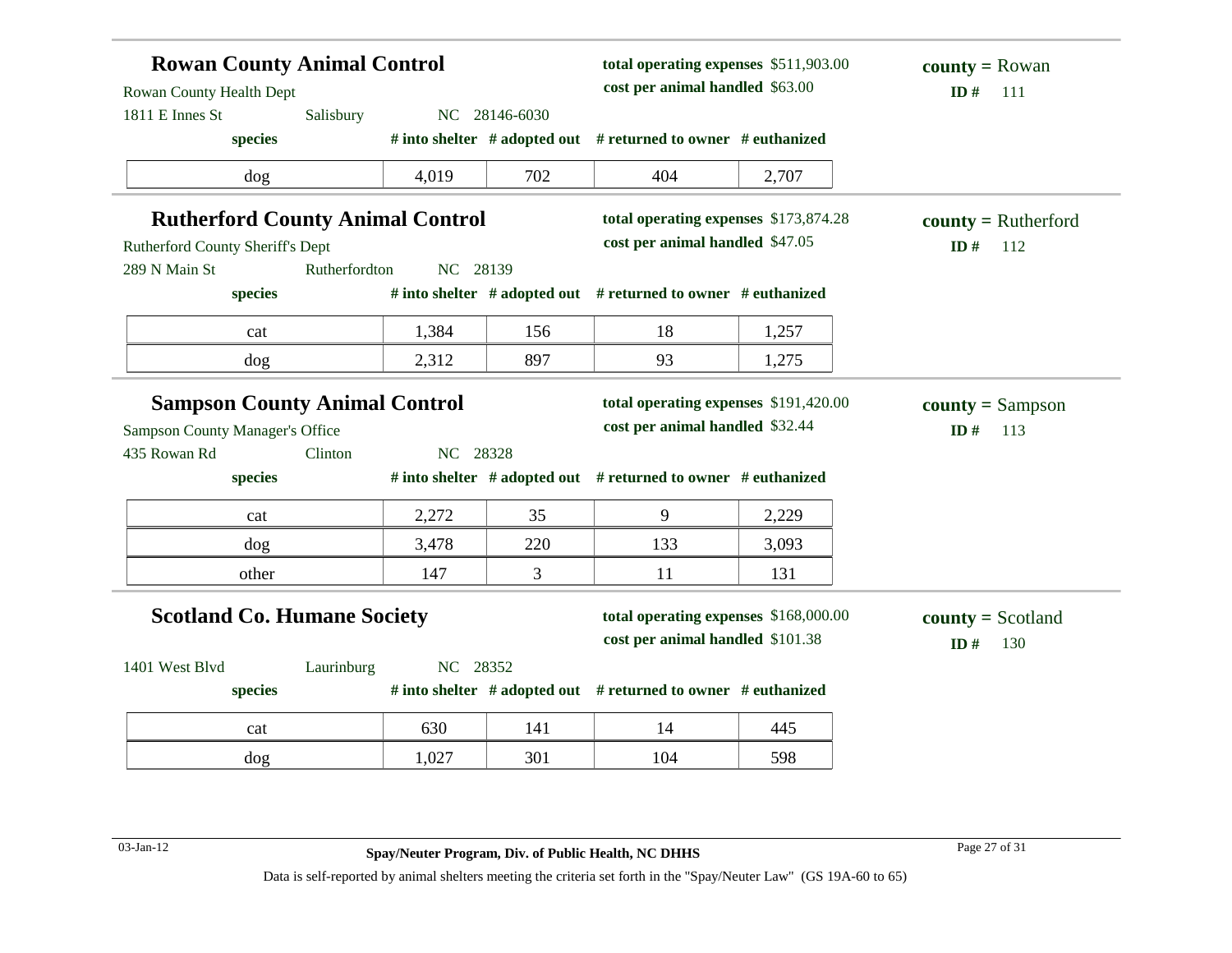## Rowan County Animal Control

Rowan County Health Dept
1811 E Innes St Salisbury NC 28146-6030

**total operating expenses** $511,903.00
**cost per animal handled** $63.00

**county =** Rowan
**ID #** 111

| species | # into shelter | # adopted out | # returned to owner | # euthanized |
|---|---|---|---|---|
| dog | 4,019 | 702 | 404 | 2,707 |

## Rutherford County Animal Control

Rutherford County Sheriff's Dept
289 N Main St Rutherfordton NC 28139

**total operating expenses** $173,874.28
**cost per animal handled** $47.05

**county =** Rutherford
**ID #** 112

| species | # into shelter | # adopted out | # returned to owner | # euthanized |
|---|---|---|---|---|
| cat | 1,384 | 156 | 18 | 1,257 |
| dog | 2,312 | 897 | 93 | 1,275 |

## Sampson County Animal Control

Sampson County Manager's Office
435 Rowan Rd Clinton NC 28328

**total operating expenses** $191,420.00
**cost per animal handled** $32.44

**county =** Sampson
**ID #** 113

| species | # into shelter | # adopted out | # returned to owner | # euthanized |
|---|---|---|---|---|
| cat | 2,272 | 35 | 9 | 2,229 |
| dog | 3,478 | 220 | 133 | 3,093 |
| other | 147 | 3 | 11 | 131 |

## Scotland Co. Humane Society

1401 West Blvd Laurinburg NC 28352

**total operating expenses** $168,000.00
**cost per animal handled** $101.38

**county =** Scotland
**ID #** 130

| species | # into shelter | # adopted out | # returned to owner | # euthanized |
|---|---|---|---|---|
| cat | 630 | 141 | 14 | 445 |
| dog | 1,027 | 301 | 104 | 598 |

03-Jan-12

**Spay/Neuter Program, Div. of Public Health, NC DHHS**

Data is self-reported by animal shelters meeting the criteria set forth in the "Spay/Neuter Law" (GS 19A-60 to 65)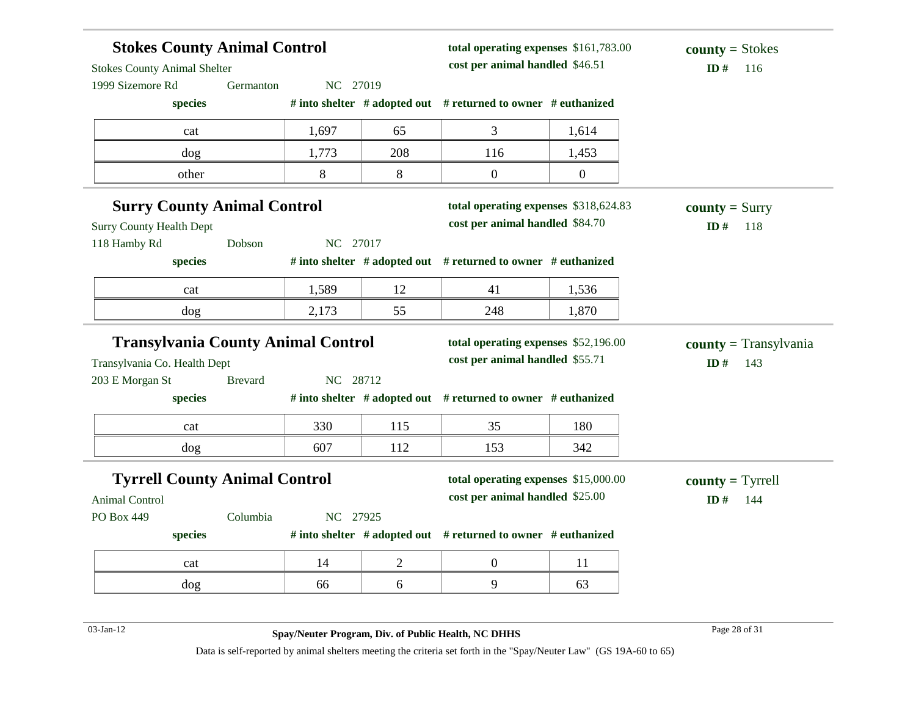## Stokes County Animal Control

Stokes County Animal Shelter
1999 Sizemore Rd Germanton NC 27019

**total operating expenses** $161,783.00
**cost per animal handled** $46.51

**county =** Stokes
**ID #** 116

| species | # into shelter | # adopted out | # returned to owner | # euthanized |
|---|---|---|---|---|
| cat | 1,697 | 65 | 3 | 1,614 |
| dog | 1,773 | 208 | 116 | 1,453 |
| other | 8 | 8 | 0 | 0 |

## Surry County Animal Control

Surry County Health Dept
118 Hamby Rd Dobson NC 27017

**total operating expenses** $318,624.83
**cost per animal handled** $84.70

**county =** Surry
**ID #** 118

| species | # into shelter | # adopted out | # returned to owner | # euthanized |
|---|---|---|---|---|
| cat | 1,589 | 12 | 41 | 1,536 |
| dog | 2,173 | 55 | 248 | 1,870 |

## Transylvania County Animal Control

Transylvania Co. Health Dept
203 E Morgan St Brevard NC 28712

**total operating expenses** $52,196.00
**cost per animal handled** $55.71

**county =** Transylvania
**ID #** 143

| species | # into shelter | # adopted out | # returned to owner | # euthanized |
|---|---|---|---|---|
| cat | 330 | 115 | 35 | 180 |
| dog | 607 | 112 | 153 | 342 |

## Tyrrell County Animal Control

Animal Control
PO Box 449 Columbia NC 27925

**total operating expenses** $15,000.00
**cost per animal handled** $25.00

**county =** Tyrrell
**ID #** 144

| species | # into shelter | # adopted out | # returned to owner | # euthanized |
|---|---|---|---|---|
| cat | 14 | 2 | 0 | 11 |
| dog | 66 | 6 | 9 | 63 |

03-Jan-12

**Spay/Neuter Program, Div. of Public Health, NC DHHS**

Data is self-reported by animal shelters meeting the criteria set forth in the "Spay/Neuter Law" (GS 19A-60 to 65)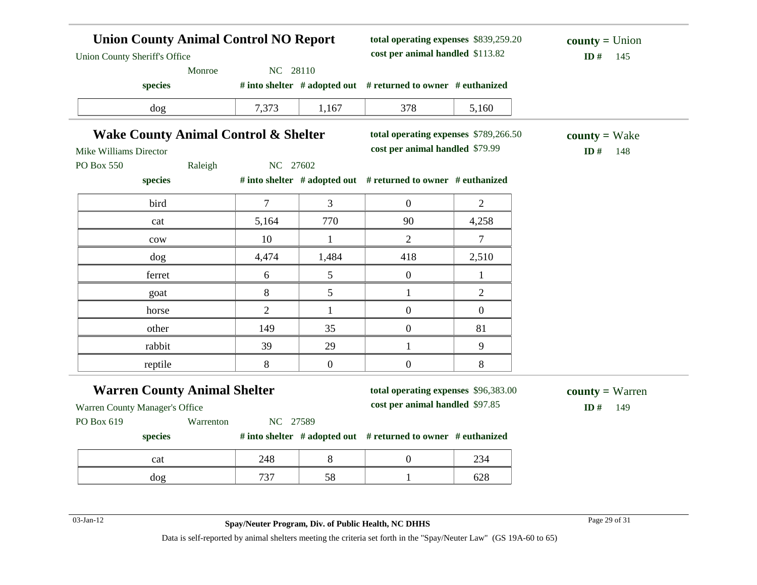## Union County Animal Control NO Report

Union County Sheriff's Office
Monroe NC 28110

**total operating expenses** $839,259.20
**cost per animal handled** $113.82

**county =** Union
**ID #** 145

| species | # into shelter | # adopted out | # returned to owner | # euthanized |
|---|---|---|---|---|
| dog | 7,373 | 1,167 | 378 | 5,160 |

## Wake County Animal Control & Shelter

Mike Williams Director
PO Box 550 Raleigh NC 27602

**total operating expenses** $789,266.50
**cost per animal handled** $79.99

**county =** Wake
**ID #** 148

| species | # into shelter | # adopted out | # returned to owner | # euthanized |
|---|---|---|---|---|
| bird | 7 | 3 | 0 | 2 |
| cat | 5,164 | 770 | 90 | 4,258 |
| cow | 10 | 1 | 2 | 7 |
| dog | 4,474 | 1,484 | 418 | 2,510 |
| ferret | 6 | 5 | 0 | 1 |
| goat | 8 | 5 | 1 | 2 |
| horse | 2 | 1 | 0 | 0 |
| other | 149 | 35 | 0 | 81 |
| rabbit | 39 | 29 | 1 | 9 |
| reptile | 8 | 0 | 0 | 8 |

## Warren County Animal Shelter

Warren County Manager's Office
PO Box 619 Warrenton NC 27589

**total operating expenses** $96,383.00
**cost per animal handled** $97.85

**county =** Warren
**ID #** 149

| species | # into shelter | # adopted out | # returned to owner | # euthanized |
|---|---|---|---|---|
| cat | 248 | 8 | 0 | 234 |
| dog | 737 | 58 | 1 | 628 |

03-Jan-12

**Spay/Neuter Program, Div. of Public Health, NC DHHS**

Data is self-reported by animal shelters meeting the criteria set forth in the "Spay/Neuter Law" (GS 19A-60 to 65)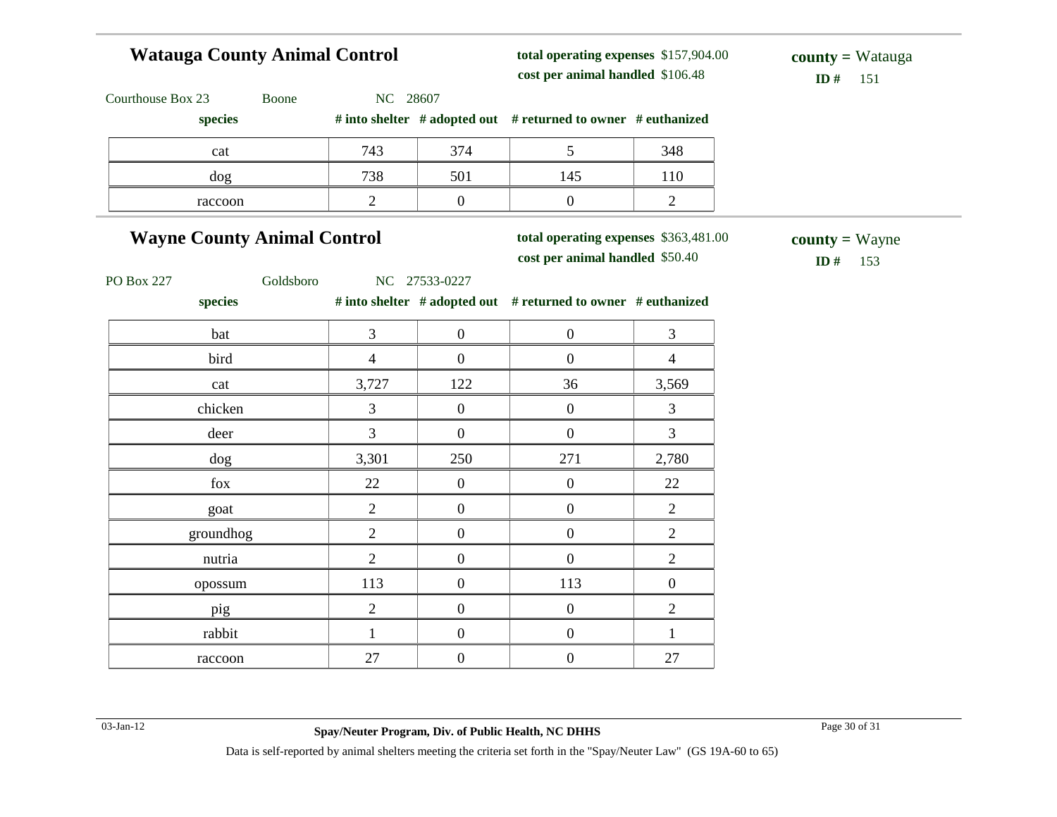## Watauga County Animal Control

**total operating expenses** $157,904.00
**cost per animal handled** $106.48

**county =** Watauga
**ID #** 151

Courthouse Box 23 Boone NC 28607

| species | # into shelter | # adopted out | # returned to owner | # euthanized |
|---|---|---|---|---|
| cat | 743 | 374 | 5 | 348 |
| dog | 738 | 501 | 145 | 110 |
| raccoon | 2 | 0 | 0 | 2 |

## Wayne County Animal Control

**total operating expenses** $363,481.00
**cost per animal handled** $50.40

**county =** Wayne
**ID #** 153

PO Box 227 Goldsboro NC 27533-0227

| species | # into shelter | # adopted out | # returned to owner | # euthanized |
|---|---|---|---|---|
| bat | 3 | 0 | 0 | 3 |
| bird | 4 | 0 | 0 | 4 |
| cat | 3,727 | 122 | 36 | 3,569 |
| chicken | 3 | 0 | 0 | 3 |
| deer | 3 | 0 | 0 | 3 |
| dog | 3,301 | 250 | 271 | 2,780 |
| fox | 22 | 0 | 0 | 22 |
| goat | 2 | 0 | 0 | 2 |
| groundhog | 2 | 0 | 0 | 2 |
| nutria | 2 | 0 | 0 | 2 |
| opossum | 113 | 0 | 113 | 0 |
| pig | 2 | 0 | 0 | 2 |
| rabbit | 1 | 0 | 0 | 1 |
| raccoon | 27 | 0 | 0 | 27 |

03-Jan-12

**Spay/Neuter Program, Div. of Public Health, NC DHHS**

Data is self-reported by animal shelters meeting the criteria set forth in the "Spay/Neuter Law" (GS 19A-60 to 65)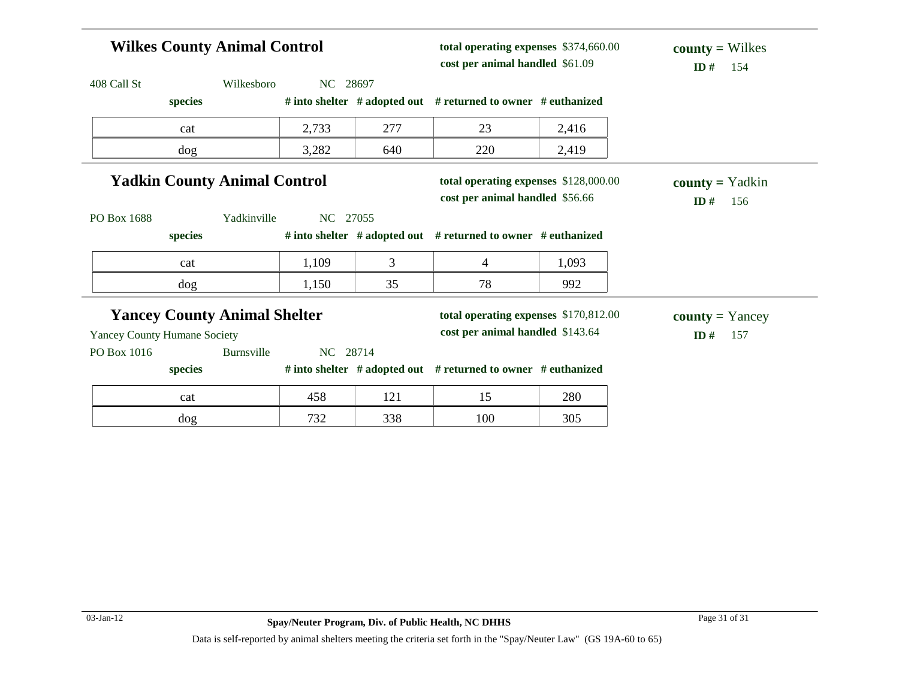## Wilkes County Animal Control

**total operating expenses** $374,660.00
**cost per animal handled** $61.09

**county =** Wilkes
**ID #** 154

408 Call St Wilkesboro NC 28697

| species | # into shelter | # adopted out | # returned to owner | # euthanized |
|---|---|---|---|---|
| cat | 2,733 | 277 | 23 | 2,416 |
| dog | 3,282 | 640 | 220 | 2,419 |

## Yadkin County Animal Control

**total operating expenses** $128,000.00
**cost per animal handled** $56.66

**county =** Yadkin
**ID #** 156

PO Box 1688 Yadkinville NC 27055

| species | # into shelter | # adopted out | # returned to owner | # euthanized |
|---|---|---|---|---|
| cat | 1,109 | 3 | 4 | 1,093 |
| dog | 1,150 | 35 | 78 | 992 |

## Yancey County Animal Shelter

Yancey County Humane Society

**total operating expenses** $170,812.00
**cost per animal handled** $143.64

**county =** Yancey
**ID #** 157

PO Box 1016 Burnsville NC 28714

| species | # into shelter | # adopted out | # returned to owner | # euthanized |
|---|---|---|---|---|
| cat | 458 | 121 | 15 | 280 |
| dog | 732 | 338 | 100 | 305 |

Data is self-reported by animal shelters meeting the criteria set forth in the "Spay/Neuter Law" (GS 19A-60 to 65)